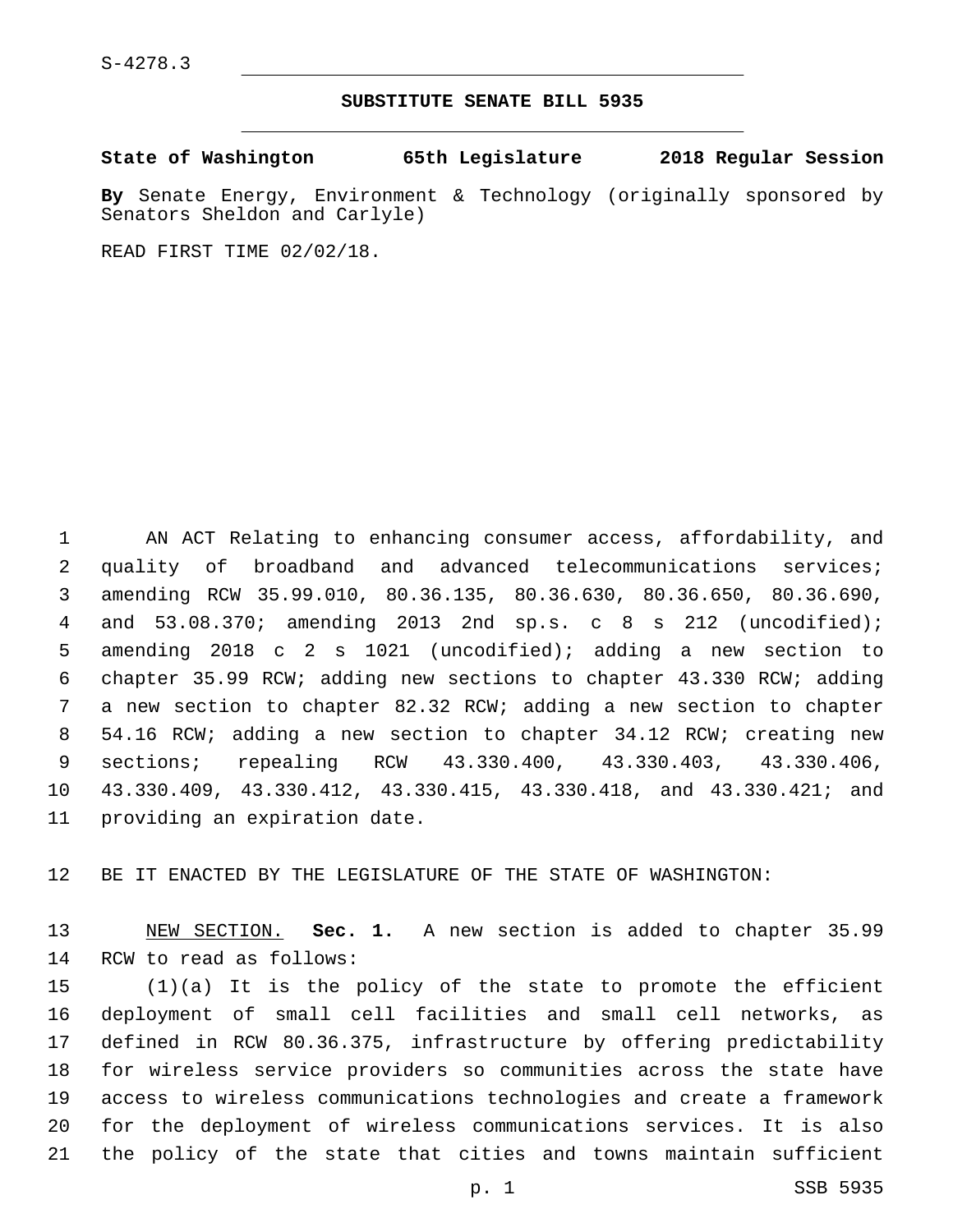S-4278.3

**SUBSTITUTE SENATE BILL 5935**

**State of Washington 65th Legislature 2018 Regular Session**

**By** Senate Energy, Environment & Technology (originally sponsored by Senators Sheldon and Carlyle)

READ FIRST TIME 02/02/18.

AN ACT Relating to enhancing consumer access, affordability, and quality of broadband and advanced telecommunications services; amending RCW 35.99.010, 80.36.135, 80.36.630, 80.36.650, 80.36.690, and 53.08.370; amending 2013 2nd sp.s. c 8 s 212 (uncodified); amending 2018 c 2 s 1021 (uncodified); adding a new section to chapter 35.99 RCW; adding new sections to chapter 43.330 RCW; adding a new section to chapter 82.32 RCW; adding a new section to chapter 54.16 RCW; adding a new section to chapter 34.12 RCW; creating new sections; repealing RCW 43.330.400, 43.330.403, 43.330.406, 43.330.409, 43.330.412, 43.330.415, 43.330.418, and 43.330.421; and providing an expiration date.

BE IT ENACTED BY THE LEGISLATURE OF THE STATE OF WASHINGTON:

NEW SECTION. **Sec. 1.** A new section is added to chapter 35.99 RCW to read as follows:

(1)(a) It is the policy of the state to promote the efficient deployment of small cell facilities and small cell networks, as defined in RCW 80.36.375, infrastructure by offering predictability for wireless service providers so communities across the state have access to wireless communications technologies and create a framework for the deployment of wireless communications services. It is also the policy of the state that cities and towns maintain sufficient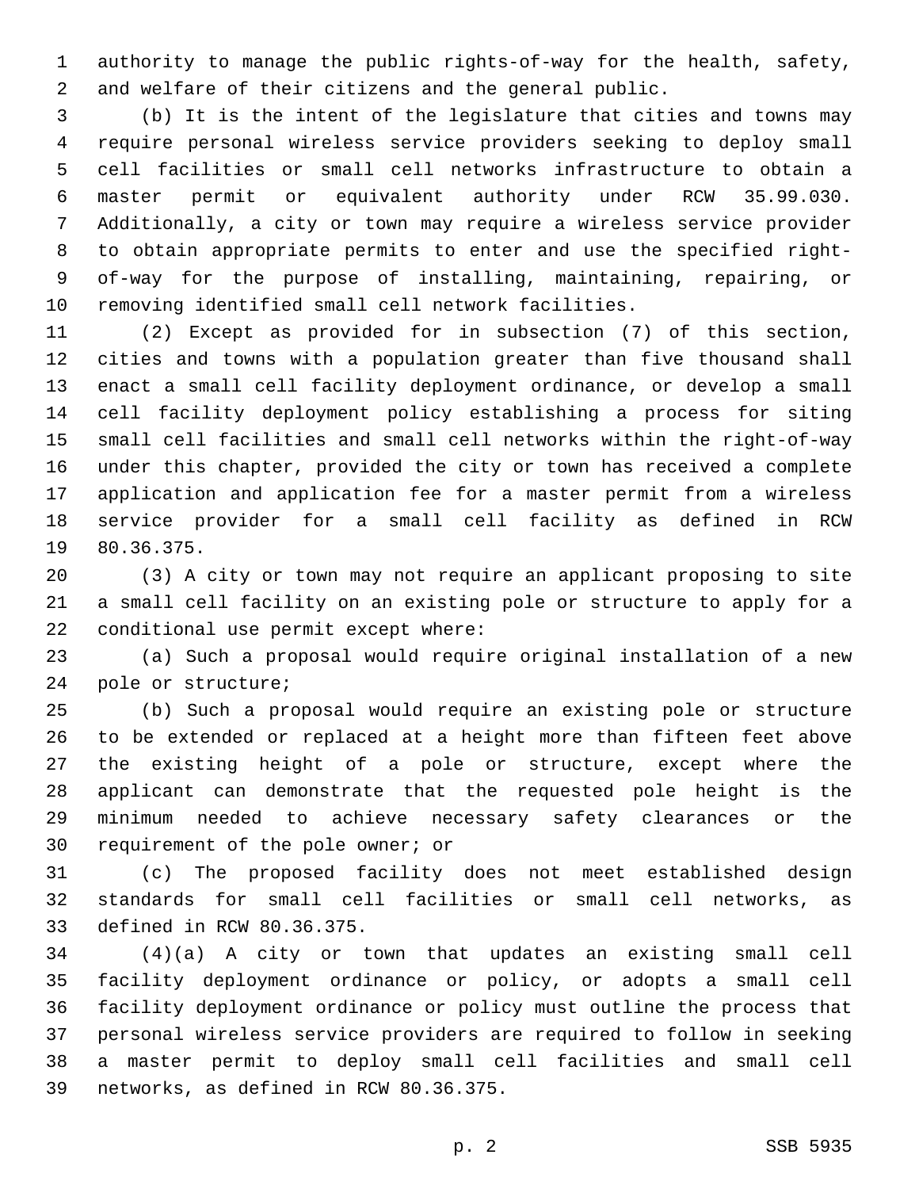authority to manage the public rights-of-way for the health, safety, and welfare of their citizens and the general public.

(b) It is the intent of the legislature that cities and towns may require personal wireless service providers seeking to deploy small cell facilities or small cell networks infrastructure to obtain a master permit or equivalent authority under RCW 35.99.030. Additionally, a city or town may require a wireless service provider to obtain appropriate permits to enter and use the specified right-of-way for the purpose of installing, maintaining, repairing, or removing identified small cell network facilities.

(2) Except as provided for in subsection (7) of this section, cities and towns with a population greater than five thousand shall enact a small cell facility deployment ordinance, or develop a small cell facility deployment policy establishing a process for siting small cell facilities and small cell networks within the right-of-way under this chapter, provided the city or town has received a complete application and application fee for a master permit from a wireless service provider for a small cell facility as defined in RCW 80.36.375.

(3) A city or town may not require an applicant proposing to site a small cell facility on an existing pole or structure to apply for a conditional use permit except where:

(a) Such a proposal would require original installation of a new pole or structure;

(b) Such a proposal would require an existing pole or structure to be extended or replaced at a height more than fifteen feet above the existing height of a pole or structure, except where the applicant can demonstrate that the requested pole height is the minimum needed to achieve necessary safety clearances or the requirement of the pole owner; or

(c) The proposed facility does not meet established design standards for small cell facilities or small cell networks, as defined in RCW 80.36.375.

(4)(a) A city or town that updates an existing small cell facility deployment ordinance or policy, or adopts a small cell facility deployment ordinance or policy must outline the process that personal wireless service providers are required to follow in seeking a master permit to deploy small cell facilities and small cell networks, as defined in RCW 80.36.375.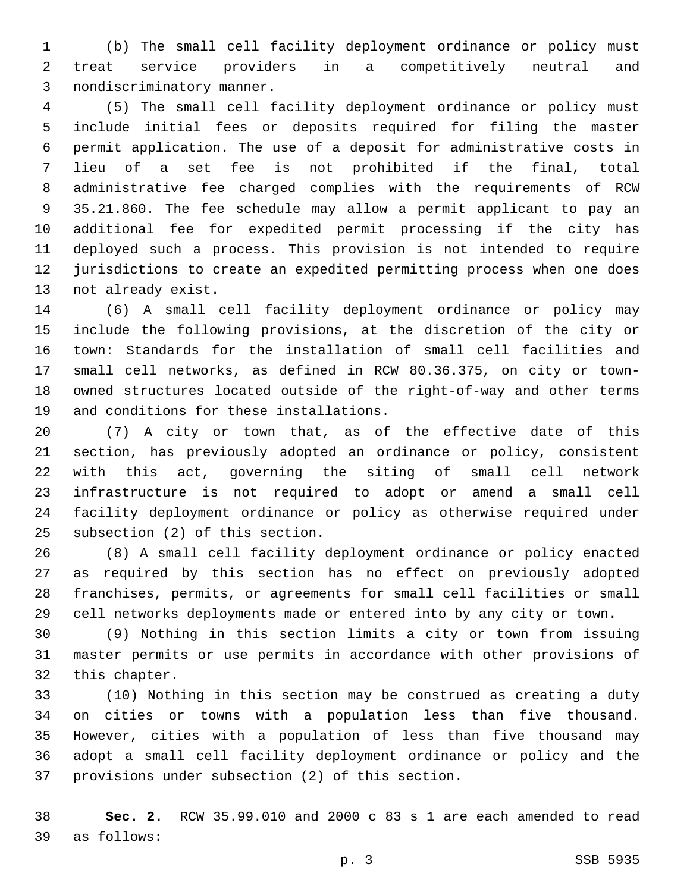(b) The small cell facility deployment ordinance or policy must treat service providers in a competitively neutral and nondiscriminatory manner.

(5) The small cell facility deployment ordinance or policy must include initial fees or deposits required for filing the master permit application. The use of a deposit for administrative costs in lieu of a set fee is not prohibited if the final, total administrative fee charged complies with the requirements of RCW 35.21.860. The fee schedule may allow a permit applicant to pay an additional fee for expedited permit processing if the city has deployed such a process. This provision is not intended to require jurisdictions to create an expedited permitting process when one does not already exist.

(6) A small cell facility deployment ordinance or policy may include the following provisions, at the discretion of the city or town: Standards for the installation of small cell facilities and small cell networks, as defined in RCW 80.36.375, on city or town-owned structures located outside of the right-of-way and other terms and conditions for these installations.

(7) A city or town that, as of the effective date of this section, has previously adopted an ordinance or policy, consistent with this act, governing the siting of small cell network infrastructure is not required to adopt or amend a small cell facility deployment ordinance or policy as otherwise required under subsection (2) of this section.

(8) A small cell facility deployment ordinance or policy enacted as required by this section has no effect on previously adopted franchises, permits, or agreements for small cell facilities or small cell networks deployments made or entered into by any city or town.

(9) Nothing in this section limits a city or town from issuing master permits or use permits in accordance with other provisions of this chapter.

(10) Nothing in this section may be construed as creating a duty on cities or towns with a population less than five thousand. However, cities with a population of less than five thousand may adopt a small cell facility deployment ordinance or policy and the provisions under subsection (2) of this section.

**Sec. 2.** RCW 35.99.010 and 2000 c 83 s 1 are each amended to read as follows: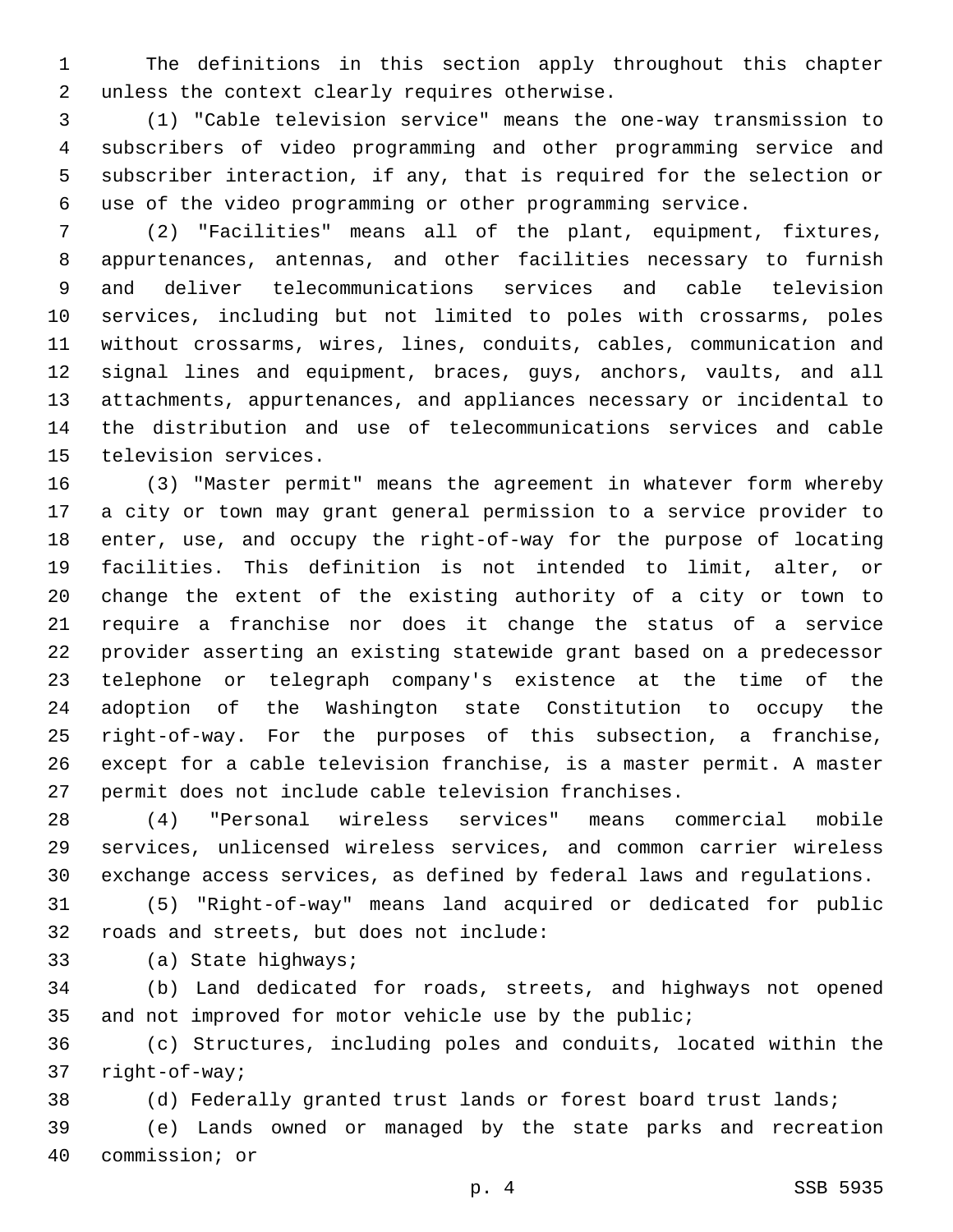The definitions in this section apply throughout this chapter unless the context clearly requires otherwise.

(1) "Cable television service" means the one-way transmission to subscribers of video programming and other programming service and subscriber interaction, if any, that is required for the selection or use of the video programming or other programming service.

(2) "Facilities" means all of the plant, equipment, fixtures, appurtenances, antennas, and other facilities necessary to furnish and deliver telecommunications services and cable television services, including but not limited to poles with crossarms, poles without crossarms, wires, lines, conduits, cables, communication and signal lines and equipment, braces, guys, anchors, vaults, and all attachments, appurtenances, and appliances necessary or incidental to the distribution and use of telecommunications services and cable television services.

(3) "Master permit" means the agreement in whatever form whereby a city or town may grant general permission to a service provider to enter, use, and occupy the right-of-way for the purpose of locating facilities. This definition is not intended to limit, alter, or change the extent of the existing authority of a city or town to require a franchise nor does it change the status of a service provider asserting an existing statewide grant based on a predecessor telephone or telegraph company's existence at the time of the adoption of the Washington state Constitution to occupy the right-of-way. For the purposes of this subsection, a franchise, except for a cable television franchise, is a master permit. A master permit does not include cable television franchises.

(4) "Personal wireless services" means commercial mobile services, unlicensed wireless services, and common carrier wireless exchange access services, as defined by federal laws and regulations.

(5) "Right-of-way" means land acquired or dedicated for public roads and streets, but does not include:

(a) State highways;

(b) Land dedicated for roads, streets, and highways not opened and not improved for motor vehicle use by the public;

(c) Structures, including poles and conduits, located within the right-of-way;

(d) Federally granted trust lands or forest board trust lands;

(e) Lands owned or managed by the state parks and recreation commission; or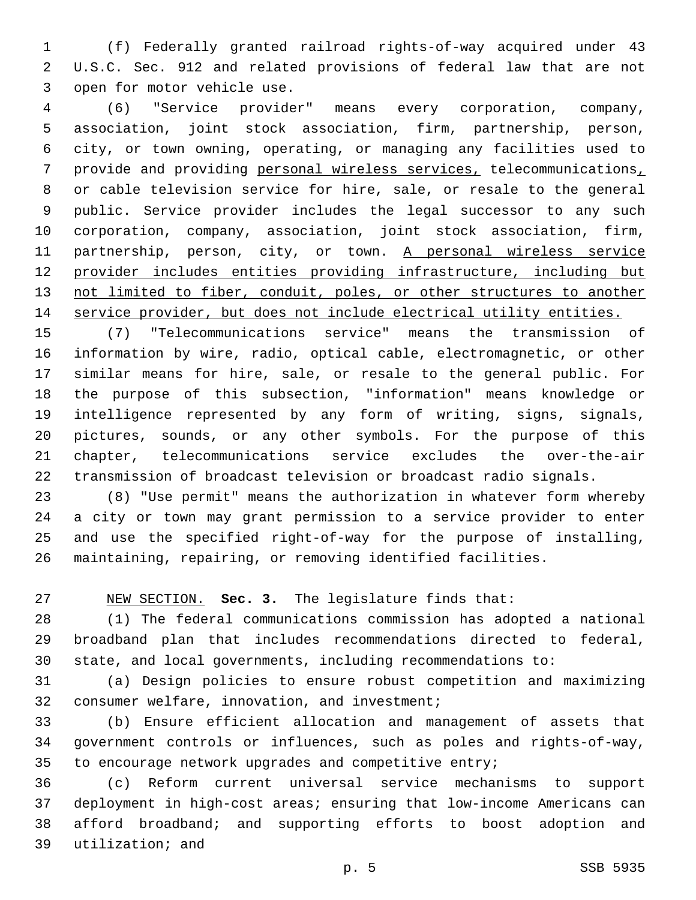(f) Federally granted railroad rights-of-way acquired under 43 U.S.C. Sec. 912 and related provisions of federal law that are not open for motor vehicle use.

(6) "Service provider" means every corporation, company, association, joint stock association, firm, partnership, person, city, or town owning, operating, or managing any facilities used to provide and providing <u>personal wireless services,</u> telecommunications<u>,</u> or cable television service for hire, sale, or resale to the general public. Service provider includes the legal successor to any such corporation, company, association, joint stock association, firm, partnership, person, city, or town. <u>A personal wireless service provider includes entities providing infrastructure, including but not limited to fiber, conduit, poles, or other structures to another service provider, but does not include electrical utility entities.</u>

(7) "Telecommunications service" means the transmission of information by wire, radio, optical cable, electromagnetic, or other similar means for hire, sale, or resale to the general public. For the purpose of this subsection, "information" means knowledge or intelligence represented by any form of writing, signs, signals, pictures, sounds, or any other symbols. For the purpose of this chapter, telecommunications service excludes the over-the-air transmission of broadcast television or broadcast radio signals.

(8) "Use permit" means the authorization in whatever form whereby a city or town may grant permission to a service provider to enter and use the specified right-of-way for the purpose of installing, maintaining, repairing, or removing identified facilities.

<u>NEW SECTION.</u> **Sec. 3.** The legislature finds that:

(1) The federal communications commission has adopted a national broadband plan that includes recommendations directed to federal, state, and local governments, including recommendations to:

(a) Design policies to ensure robust competition and maximizing consumer welfare, innovation, and investment;

(b) Ensure efficient allocation and management of assets that government controls or influences, such as poles and rights-of-way, to encourage network upgrades and competitive entry;

(c) Reform current universal service mechanisms to support deployment in high-cost areas; ensuring that low-income Americans can afford broadband; and supporting efforts to boost adoption and utilization; and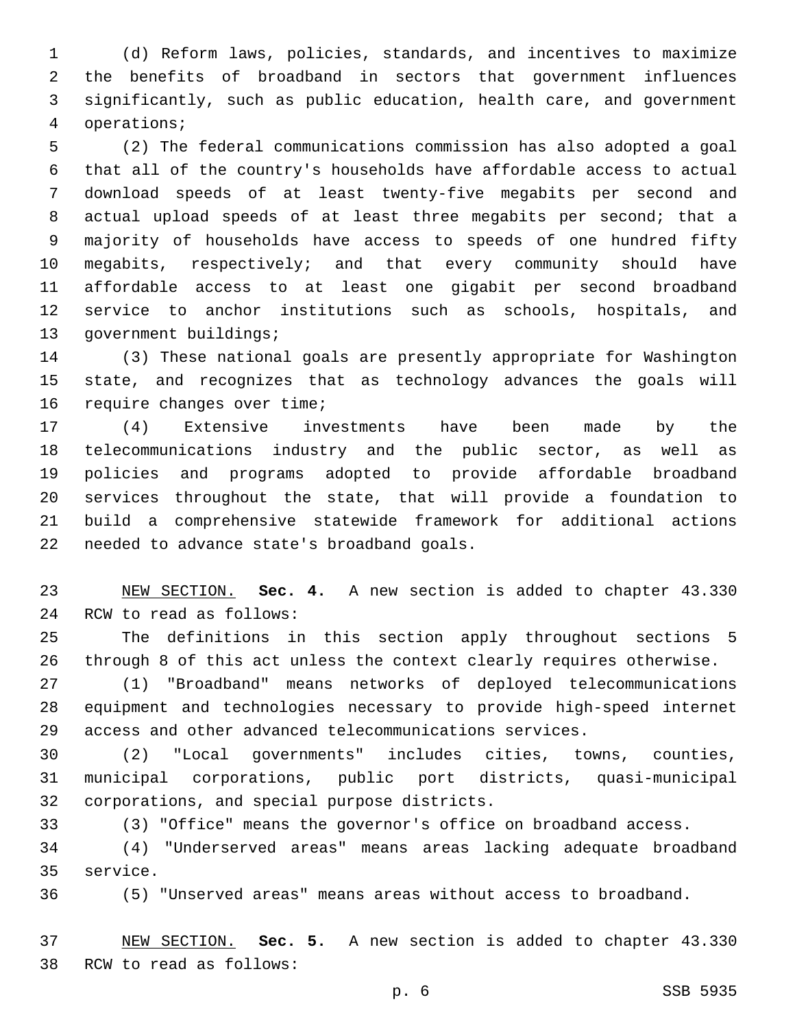(d) Reform laws, policies, standards, and incentives to maximize the benefits of broadband in sectors that government influences significantly, such as public education, health care, and government operations;

(2) The federal communications commission has also adopted a goal that all of the country's households have affordable access to actual download speeds of at least twenty-five megabits per second and actual upload speeds of at least three megabits per second; that a majority of households have access to speeds of one hundred fifty megabits, respectively; and that every community should have affordable access to at least one gigabit per second broadband service to anchor institutions such as schools, hospitals, and government buildings;

(3) These national goals are presently appropriate for Washington state, and recognizes that as technology advances the goals will require changes over time;

(4) Extensive investments have been made by the telecommunications industry and the public sector, as well as policies and programs adopted to provide affordable broadband services throughout the state, that will provide a foundation to build a comprehensive statewide framework for additional actions needed to advance state's broadband goals.

NEW SECTION. **Sec. 4.** A new section is added to chapter 43.330 RCW to read as follows:

The definitions in this section apply throughout sections 5 through 8 of this act unless the context clearly requires otherwise.

(1) "Broadband" means networks of deployed telecommunications equipment and technologies necessary to provide high-speed internet access and other advanced telecommunications services.

(2) "Local governments" includes cities, towns, counties, municipal corporations, public port districts, quasi-municipal corporations, and special purpose districts.

(3) "Office" means the governor's office on broadband access.

(4) "Underserved areas" means areas lacking adequate broadband service.

(5) "Unserved areas" means areas without access to broadband.

NEW SECTION. **Sec. 5.** A new section is added to chapter 43.330 RCW to read as follows: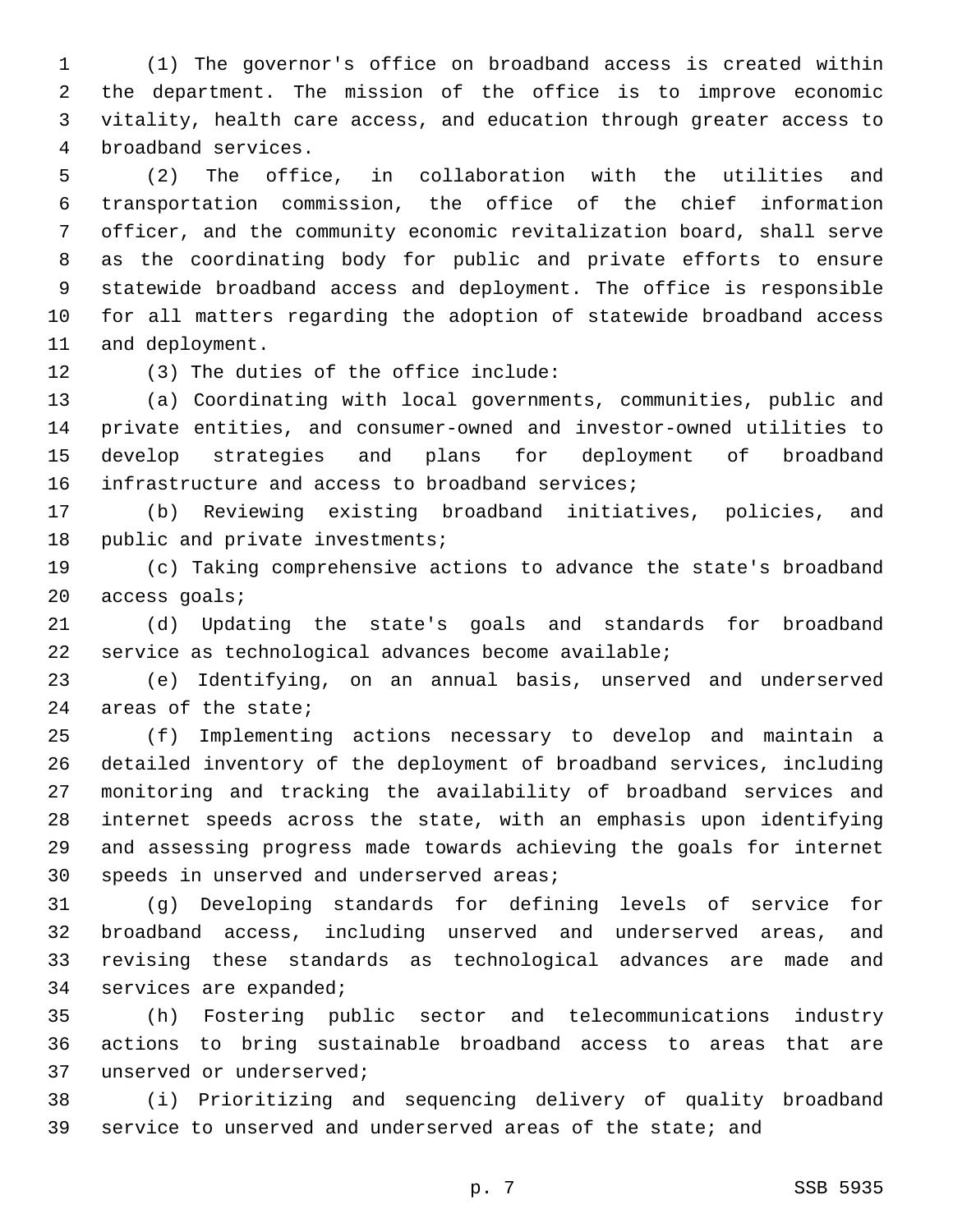(1) The governor's office on broadband access is created within the department. The mission of the office is to improve economic vitality, health care access, and education through greater access to broadband services.

(2) The office, in collaboration with the utilities and transportation commission, the office of the chief information officer, and the community economic revitalization board, shall serve as the coordinating body for public and private efforts to ensure statewide broadband access and deployment. The office is responsible for all matters regarding the adoption of statewide broadband access and deployment.

(3) The duties of the office include:

(a) Coordinating with local governments, communities, public and private entities, and consumer-owned and investor-owned utilities to develop strategies and plans for deployment of broadband infrastructure and access to broadband services;

(b) Reviewing existing broadband initiatives, policies, and public and private investments;

(c) Taking comprehensive actions to advance the state's broadband access goals;

(d) Updating the state's goals and standards for broadband service as technological advances become available;

(e) Identifying, on an annual basis, unserved and underserved areas of the state;

(f) Implementing actions necessary to develop and maintain a detailed inventory of the deployment of broadband services, including monitoring and tracking the availability of broadband services and internet speeds across the state, with an emphasis upon identifying and assessing progress made towards achieving the goals for internet speeds in unserved and underserved areas;

(g) Developing standards for defining levels of service for broadband access, including unserved and underserved areas, and revising these standards as technological advances are made and services are expanded;

(h) Fostering public sector and telecommunications industry actions to bring sustainable broadband access to areas that are unserved or underserved;

(i) Prioritizing and sequencing delivery of quality broadband service to unserved and underserved areas of the state; and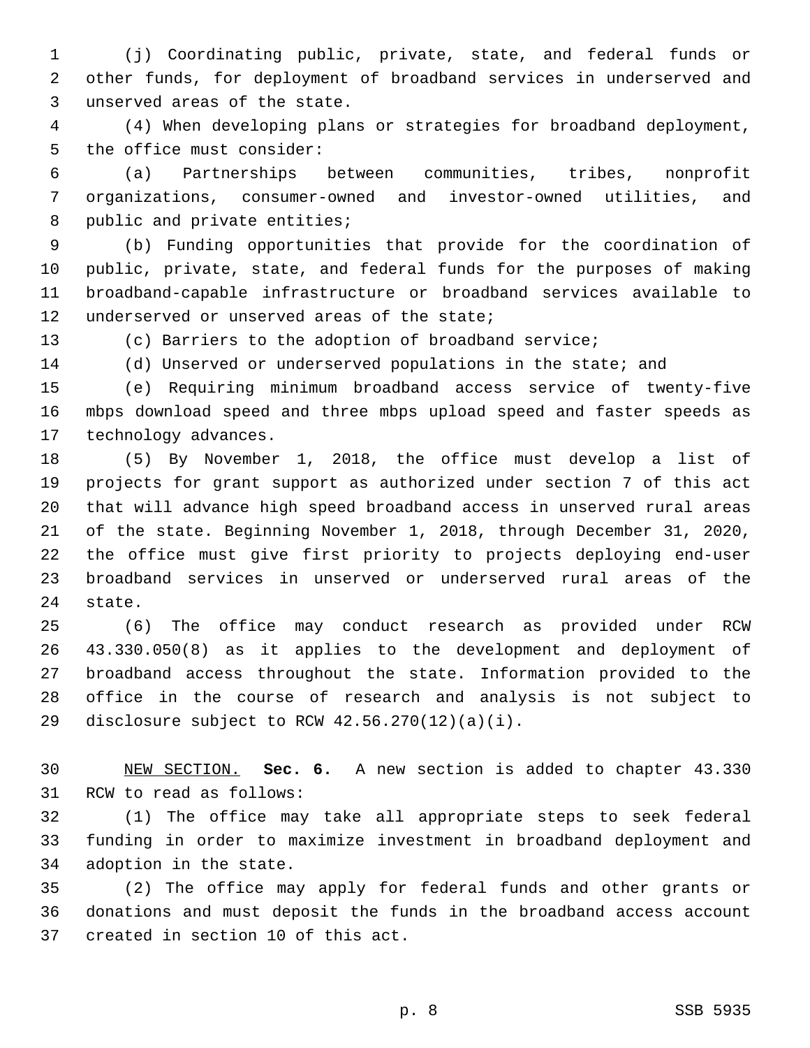(j) Coordinating public, private, state, and federal funds or other funds, for deployment of broadband services in underserved and unserved areas of the state.

(4) When developing plans or strategies for broadband deployment, the office must consider:

(a) Partnerships between communities, tribes, nonprofit organizations, consumer-owned and investor-owned utilities, and public and private entities;

(b) Funding opportunities that provide for the coordination of public, private, state, and federal funds for the purposes of making broadband-capable infrastructure or broadband services available to underserved or unserved areas of the state;

(c) Barriers to the adoption of broadband service;

(d) Unserved or underserved populations in the state; and

(e) Requiring minimum broadband access service of twenty-five mbps download speed and three mbps upload speed and faster speeds as technology advances.

(5) By November 1, 2018, the office must develop a list of projects for grant support as authorized under section 7 of this act that will advance high speed broadband access in unserved rural areas of the state. Beginning November 1, 2018, through December 31, 2020, the office must give first priority to projects deploying end-user broadband services in unserved or underserved rural areas of the state.

(6) The office may conduct research as provided under RCW 43.330.050(8) as it applies to the development and deployment of broadband access throughout the state. Information provided to the office in the course of research and analysis is not subject to disclosure subject to RCW 42.56.270(12)(a)(i).

NEW SECTION. **Sec. 6.** A new section is added to chapter 43.330 RCW to read as follows:

(1) The office may take all appropriate steps to seek federal funding in order to maximize investment in broadband deployment and adoption in the state.

(2) The office may apply for federal funds and other grants or donations and must deposit the funds in the broadband access account created in section 10 of this act.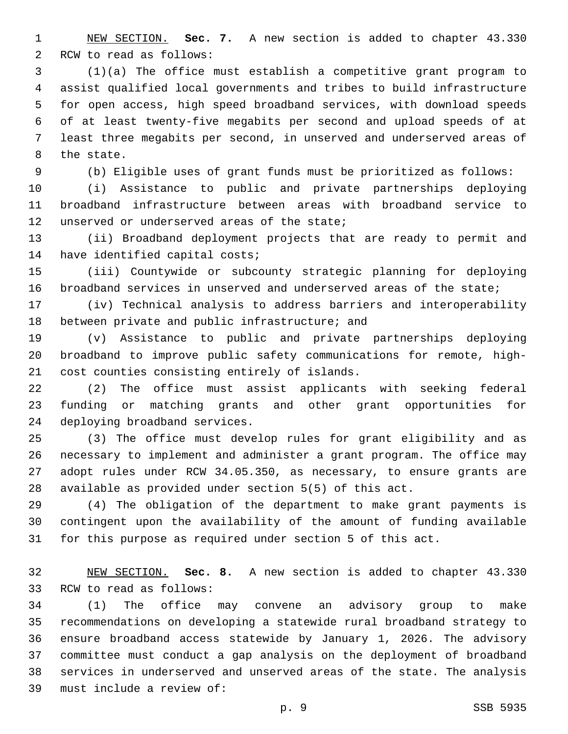NEW SECTION. **Sec. 7.** A new section is added to chapter 43.330 RCW to read as follows:

(1)(a) The office must establish a competitive grant program to assist qualified local governments and tribes to build infrastructure for open access, high speed broadband services, with download speeds of at least twenty-five megabits per second and upload speeds of at least three megabits per second, in unserved and underserved areas of the state.

(b) Eligible uses of grant funds must be prioritized as follows:

(i) Assistance to public and private partnerships deploying broadband infrastructure between areas with broadband service to unserved or underserved areas of the state;

(ii) Broadband deployment projects that are ready to permit and have identified capital costs;

(iii) Countywide or subcounty strategic planning for deploying broadband services in unserved and underserved areas of the state;

(iv) Technical analysis to address barriers and interoperability between private and public infrastructure; and

(v) Assistance to public and private partnerships deploying broadband to improve public safety communications for remote, high-cost counties consisting entirely of islands.

(2) The office must assist applicants with seeking federal funding or matching grants and other grant opportunities for deploying broadband services.

(3) The office must develop rules for grant eligibility and as necessary to implement and administer a grant program. The office may adopt rules under RCW 34.05.350, as necessary, to ensure grants are available as provided under section 5(5) of this act.

(4) The obligation of the department to make grant payments is contingent upon the availability of the amount of funding available for this purpose as required under section 5 of this act.

NEW SECTION. **Sec. 8.** A new section is added to chapter 43.330 RCW to read as follows:

(1) The office may convene an advisory group to make recommendations on developing a statewide rural broadband strategy to ensure broadband access statewide by January 1, 2026. The advisory committee must conduct a gap analysis on the deployment of broadband services in underserved and unserved areas of the state. The analysis must include a review of: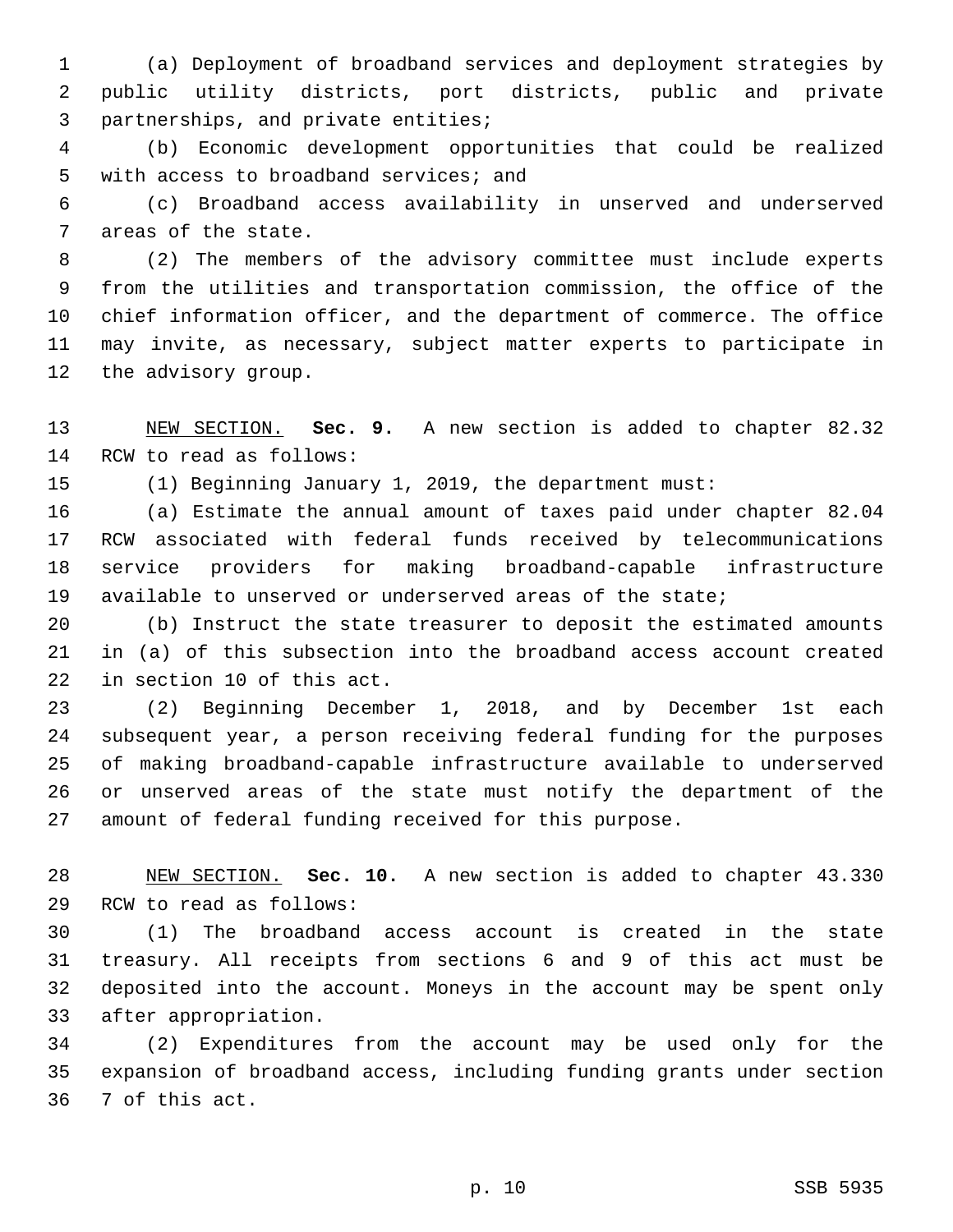(a) Deployment of broadband services and deployment strategies by public utility districts, port districts, public and private partnerships, and private entities;

(b) Economic development opportunities that could be realized with access to broadband services; and

(c) Broadband access availability in unserved and underserved areas of the state.

(2) The members of the advisory committee must include experts from the utilities and transportation commission, the office of the chief information officer, and the department of commerce. The office may invite, as necessary, subject matter experts to participate in the advisory group.

NEW SECTION. **Sec. 9.** A new section is added to chapter 82.32 RCW to read as follows:

(1) Beginning January 1, 2019, the department must:

(a) Estimate the annual amount of taxes paid under chapter 82.04 RCW associated with federal funds received by telecommunications service providers for making broadband-capable infrastructure available to unserved or underserved areas of the state;

(b) Instruct the state treasurer to deposit the estimated amounts in (a) of this subsection into the broadband access account created in section 10 of this act.

(2) Beginning December 1, 2018, and by December 1st each subsequent year, a person receiving federal funding for the purposes of making broadband-capable infrastructure available to underserved or unserved areas of the state must notify the department of the amount of federal funding received for this purpose.

NEW SECTION. **Sec. 10.** A new section is added to chapter 43.330 RCW to read as follows:

(1) The broadband access account is created in the state treasury. All receipts from sections 6 and 9 of this act must be deposited into the account. Moneys in the account may be spent only after appropriation.

(2) Expenditures from the account may be used only for the expansion of broadband access, including funding grants under section 7 of this act.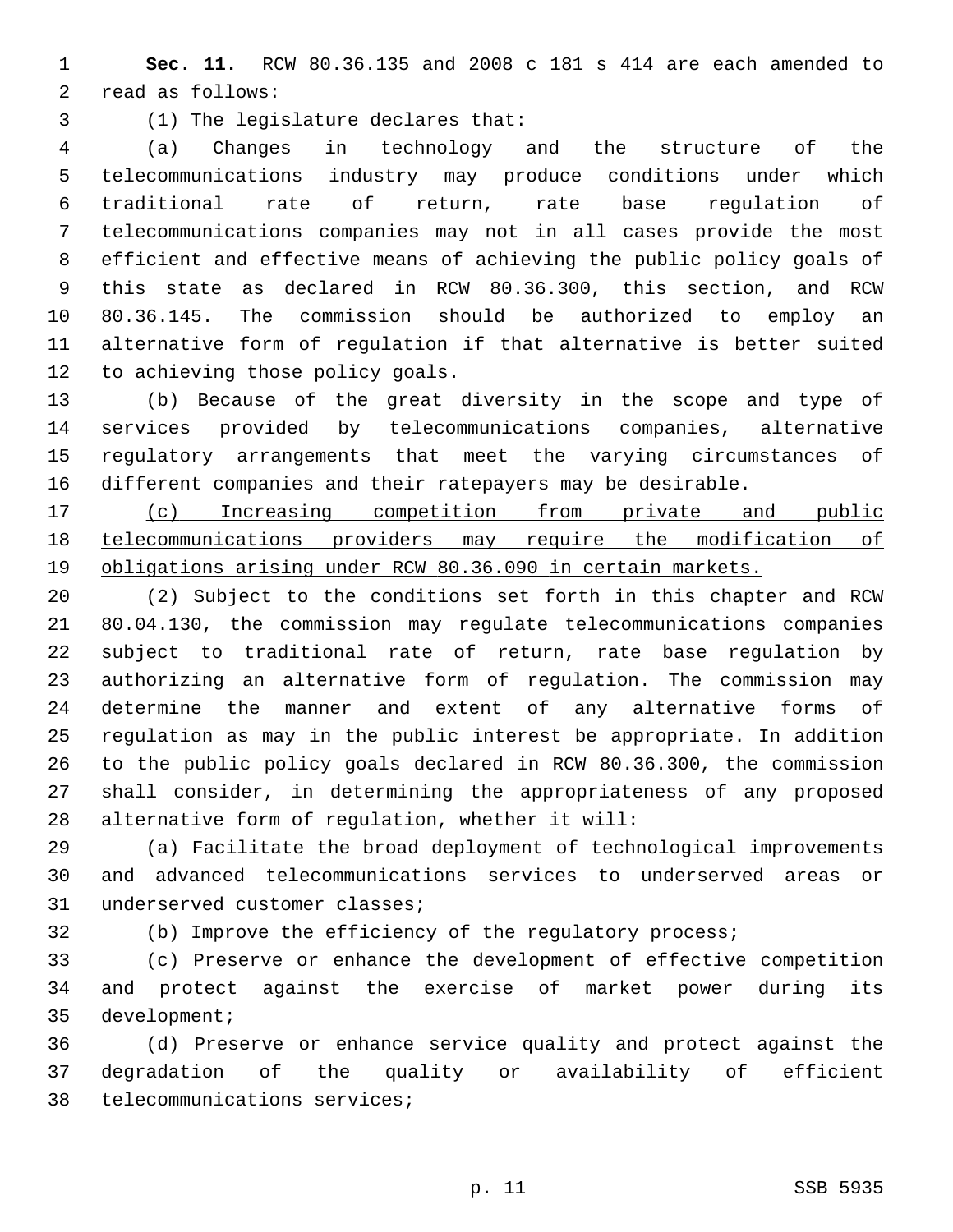**Sec. 11.** RCW 80.36.135 and 2008 c 181 s 414 are each amended to read as follows:

(1) The legislature declares that:

(a) Changes in technology and the structure of the telecommunications industry may produce conditions under which traditional rate of return, rate base regulation of telecommunications companies may not in all cases provide the most efficient and effective means of achieving the public policy goals of this state as declared in RCW 80.36.300, this section, and RCW 80.36.145. The commission should be authorized to employ an alternative form of regulation if that alternative is better suited to achieving those policy goals.

(b) Because of the great diversity in the scope and type of services provided by telecommunications companies, alternative regulatory arrangements that meet the varying circumstances of different companies and their ratepayers may be desirable.

<u>(c) Increasing competition from private and public telecommunications providers may require the modification of obligations arising under RCW 80.36.090 in certain markets.</u>

(2) Subject to the conditions set forth in this chapter and RCW 80.04.130, the commission may regulate telecommunications companies subject to traditional rate of return, rate base regulation by authorizing an alternative form of regulation. The commission may determine the manner and extent of any alternative forms of regulation as may in the public interest be appropriate. In addition to the public policy goals declared in RCW 80.36.300, the commission shall consider, in determining the appropriateness of any proposed alternative form of regulation, whether it will:

(a) Facilitate the broad deployment of technological improvements and advanced telecommunications services to underserved areas or underserved customer classes;

(b) Improve the efficiency of the regulatory process;

(c) Preserve or enhance the development of effective competition and protect against the exercise of market power during its development;

(d) Preserve or enhance service quality and protect against the degradation of the quality or availability of efficient telecommunications services;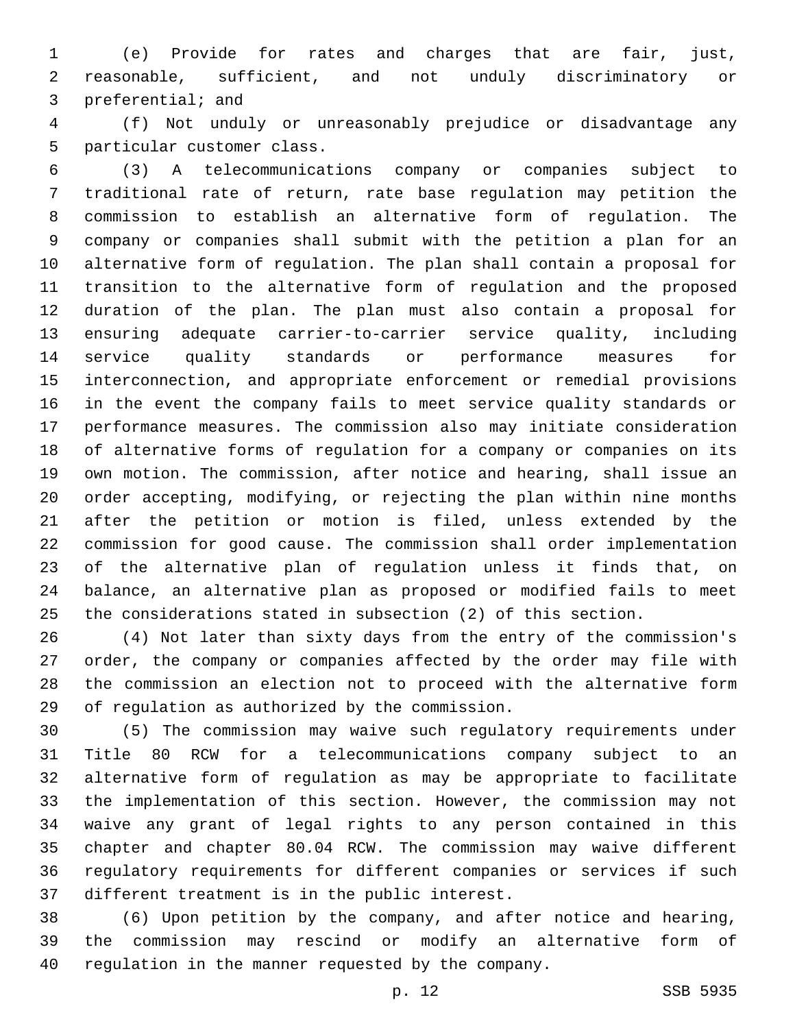(e) Provide for rates and charges that are fair, just, reasonable, sufficient, and not unduly discriminatory or preferential; and

(f) Not unduly or unreasonably prejudice or disadvantage any particular customer class.

(3) A telecommunications company or companies subject to traditional rate of return, rate base regulation may petition the commission to establish an alternative form of regulation. The company or companies shall submit with the petition a plan for an alternative form of regulation. The plan shall contain a proposal for transition to the alternative form of regulation and the proposed duration of the plan. The plan must also contain a proposal for ensuring adequate carrier-to-carrier service quality, including service quality standards or performance measures for interconnection, and appropriate enforcement or remedial provisions in the event the company fails to meet service quality standards or performance measures. The commission also may initiate consideration of alternative forms of regulation for a company or companies on its own motion. The commission, after notice and hearing, shall issue an order accepting, modifying, or rejecting the plan within nine months after the petition or motion is filed, unless extended by the commission for good cause. The commission shall order implementation of the alternative plan of regulation unless it finds that, on balance, an alternative plan as proposed or modified fails to meet the considerations stated in subsection (2) of this section.

(4) Not later than sixty days from the entry of the commission's order, the company or companies affected by the order may file with the commission an election not to proceed with the alternative form of regulation as authorized by the commission.

(5) The commission may waive such regulatory requirements under Title 80 RCW for a telecommunications company subject to an alternative form of regulation as may be appropriate to facilitate the implementation of this section. However, the commission may not waive any grant of legal rights to any person contained in this chapter and chapter 80.04 RCW. The commission may waive different regulatory requirements for different companies or services if such different treatment is in the public interest.

(6) Upon petition by the company, and after notice and hearing, the commission may rescind or modify an alternative form of regulation in the manner requested by the company.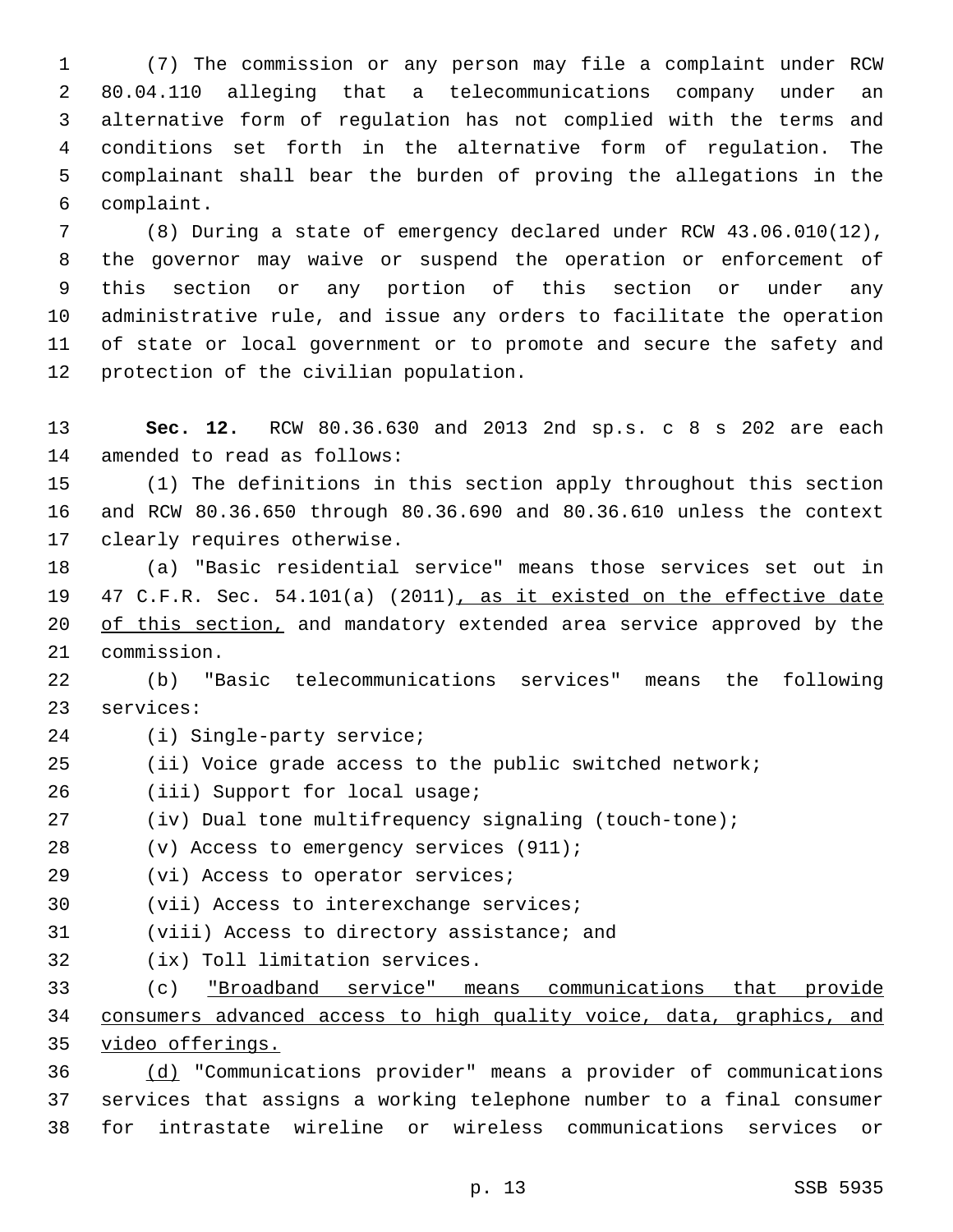(7) The commission or any person may file a complaint under RCW 80.04.110 alleging that a telecommunications company under an alternative form of regulation has not complied with the terms and conditions set forth in the alternative form of regulation. The complainant shall bear the burden of proving the allegations in the complaint.

(8) During a state of emergency declared under RCW 43.06.010(12), the governor may waive or suspend the operation or enforcement of this section or any portion of this section or under any administrative rule, and issue any orders to facilitate the operation of state or local government or to promote and secure the safety and protection of the civilian population.

**Sec. 12.** RCW 80.36.630 and 2013 2nd sp.s. c 8 s 202 are each amended to read as follows:

(1) The definitions in this section apply throughout this section and RCW 80.36.650 through 80.36.690 and 80.36.610 unless the context clearly requires otherwise.

(a) "Basic residential service" means those services set out in 47 C.F.R. Sec. 54.101(a) (2011), as it existed on the effective date of this section, and mandatory extended area service approved by the commission.

(b) "Basic telecommunications services" means the following services:

(i) Single-party service;

(ii) Voice grade access to the public switched network;

(iii) Support for local usage;

(iv) Dual tone multifrequency signaling (touch-tone);

(v) Access to emergency services (911);

(vi) Access to operator services;

(vii) Access to interexchange services;

(viii) Access to directory assistance; and

(ix) Toll limitation services.

(c) "Broadband service" means communications that provide consumers advanced access to high quality voice, data, graphics, and video offerings.

(d) "Communications provider" means a provider of communications services that assigns a working telephone number to a final consumer for intrastate wireline or wireless communications services or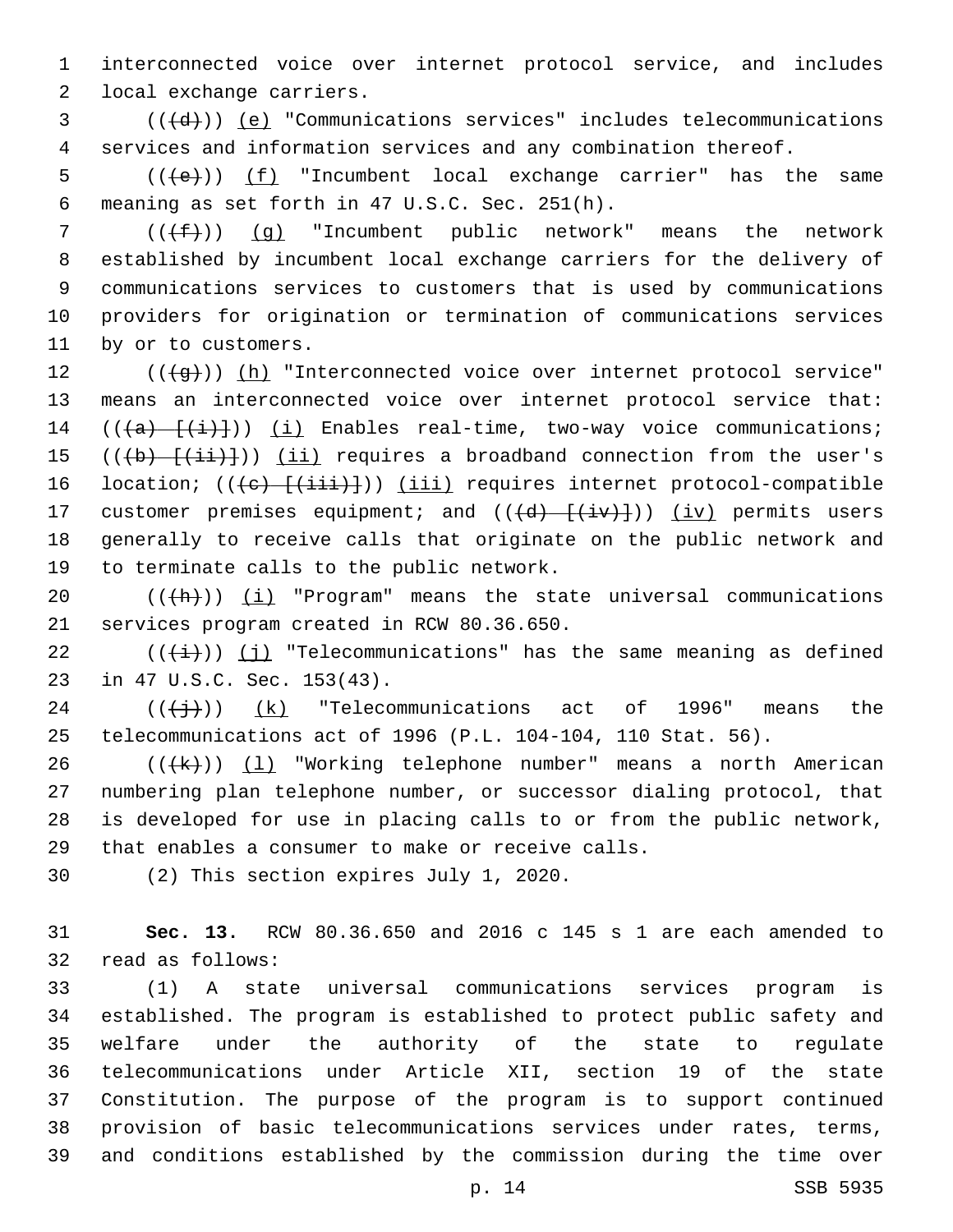interconnected voice over internet protocol service, and includes local exchange carriers.

((~~(d)~~)) <u>(e)</u> "Communications services" includes telecommunications services and information services and any combination thereof.

((~~(e)~~)) <u>(f)</u> "Incumbent local exchange carrier" has the same meaning as set forth in 47 U.S.C. Sec. 251(h).

((~~(f)~~)) <u>(g)</u> "Incumbent public network" means the network established by incumbent local exchange carriers for the delivery of communications services to customers that is used by communications providers for origination or termination of communications services by or to customers.

((~~(g)~~)) <u>(h)</u> "Interconnected voice over internet protocol service" means an interconnected voice over internet protocol service that: ((~~(a) [(i)]~~)) <u>(i)</u> Enables real-time, two-way voice communications; ((~~(b) [(ii)]~~)) <u>(ii)</u> requires a broadband connection from the user's location; ((~~(c) [(iii)]~~)) <u>(iii)</u> requires internet protocol-compatible customer premises equipment; and ((~~(d) [(iv)]~~)) <u>(iv)</u> permits users generally to receive calls that originate on the public network and to terminate calls to the public network.

((~~(h)~~)) <u>(i)</u> "Program" means the state universal communications services program created in RCW 80.36.650.

((~~(i)~~)) <u>(j)</u> "Telecommunications" has the same meaning as defined in 47 U.S.C. Sec. 153(43).

((~~(j)~~)) <u>(k)</u> "Telecommunications act of 1996" means the telecommunications act of 1996 (P.L. 104-104, 110 Stat. 56).

((~~(k)~~)) <u>(l)</u> "Working telephone number" means a north American numbering plan telephone number, or successor dialing protocol, that is developed for use in placing calls to or from the public network, that enables a consumer to make or receive calls.

(2) This section expires July 1, 2020.

**Sec. 13.** RCW 80.36.650 and 2016 c 145 s 1 are each amended to read as follows:

(1) A state universal communications services program is established. The program is established to protect public safety and welfare under the authority of the state to regulate telecommunications under Article XII, section 19 of the state Constitution. The purpose of the program is to support continued provision of basic telecommunications services under rates, terms, and conditions established by the commission during the time over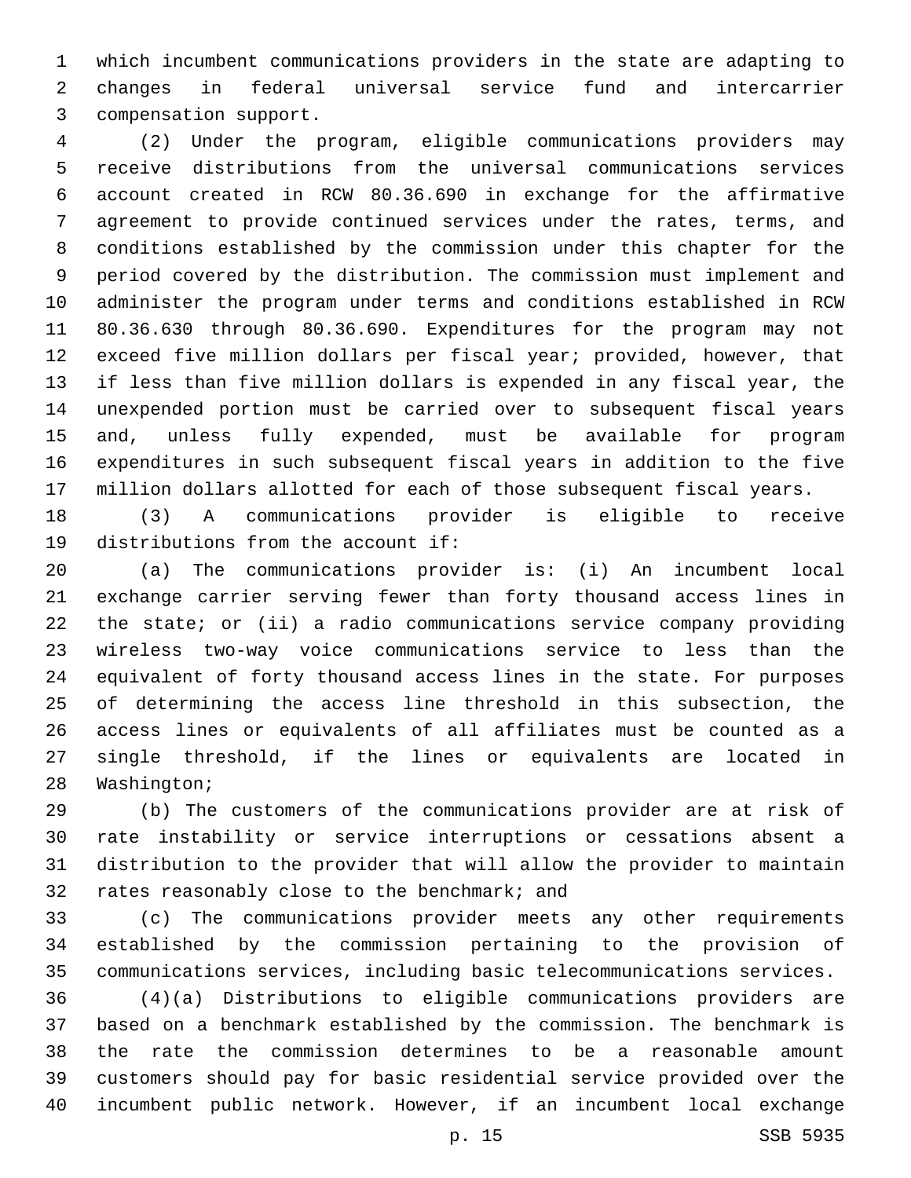which incumbent communications providers in the state are adapting to changes in federal universal service fund and intercarrier compensation support.

(2) Under the program, eligible communications providers may receive distributions from the universal communications services account created in RCW 80.36.690 in exchange for the affirmative agreement to provide continued services under the rates, terms, and conditions established by the commission under this chapter for the period covered by the distribution. The commission must implement and administer the program under terms and conditions established in RCW 80.36.630 through 80.36.690. Expenditures for the program may not exceed five million dollars per fiscal year; provided, however, that if less than five million dollars is expended in any fiscal year, the unexpended portion must be carried over to subsequent fiscal years and, unless fully expended, must be available for program expenditures in such subsequent fiscal years in addition to the five million dollars allotted for each of those subsequent fiscal years.

(3) A communications provider is eligible to receive distributions from the account if:

(a) The communications provider is: (i) An incumbent local exchange carrier serving fewer than forty thousand access lines in the state; or (ii) a radio communications service company providing wireless two-way voice communications service to less than the equivalent of forty thousand access lines in the state. For purposes of determining the access line threshold in this subsection, the access lines or equivalents of all affiliates must be counted as a single threshold, if the lines or equivalents are located in Washington;

(b) The customers of the communications provider are at risk of rate instability or service interruptions or cessations absent a distribution to the provider that will allow the provider to maintain rates reasonably close to the benchmark; and

(c) The communications provider meets any other requirements established by the commission pertaining to the provision of communications services, including basic telecommunications services.

(4)(a) Distributions to eligible communications providers are based on a benchmark established by the commission. The benchmark is the rate the commission determines to be a reasonable amount customers should pay for basic residential service provided over the incumbent public network. However, if an incumbent local exchange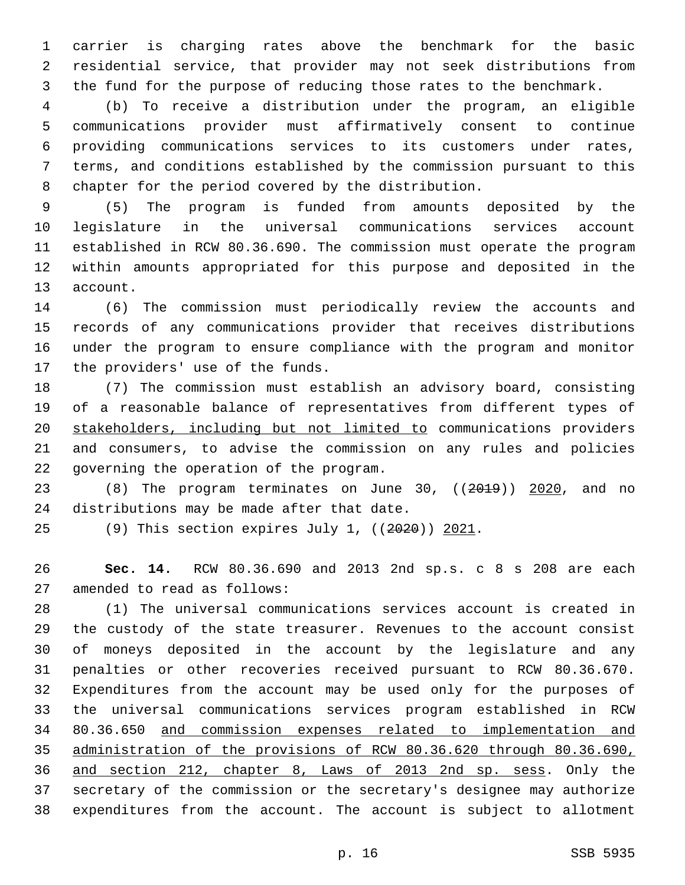carrier is charging rates above the benchmark for the basic residential service, that provider may not seek distributions from the fund for the purpose of reducing those rates to the benchmark.

(b) To receive a distribution under the program, an eligible communications provider must affirmatively consent to continue providing communications services to its customers under rates, terms, and conditions established by the commission pursuant to this chapter for the period covered by the distribution.

(5) The program is funded from amounts deposited by the legislature in the universal communications services account established in RCW 80.36.690. The commission must operate the program within amounts appropriated for this purpose and deposited in the account.

(6) The commission must periodically review the accounts and records of any communications provider that receives distributions under the program to ensure compliance with the program and monitor the providers' use of the funds.

(7) The commission must establish an advisory board, consisting of a reasonable balance of representatives from different types of stakeholders, including but not limited to communications providers and consumers, to advise the commission on any rules and policies governing the operation of the program.

(8) The program terminates on June 30, ((~~2019~~)) 2020, and no distributions may be made after that date.

(9) This section expires July 1, ((~~2020~~)) 2021.

**Sec. 14.** RCW 80.36.690 and 2013 2nd sp.s. c 8 s 208 are each amended to read as follows:

(1) The universal communications services account is created in the custody of the state treasurer. Revenues to the account consist of moneys deposited in the account by the legislature and any penalties or other recoveries received pursuant to RCW 80.36.670. Expenditures from the account may be used only for the purposes of the universal communications services program established in RCW 80.36.650 and commission expenses related to implementation and administration of the provisions of RCW 80.36.620 through 80.36.690, and section 212, chapter 8, Laws of 2013 2nd sp. sess. Only the secretary of the commission or the secretary's designee may authorize expenditures from the account. The account is subject to allotment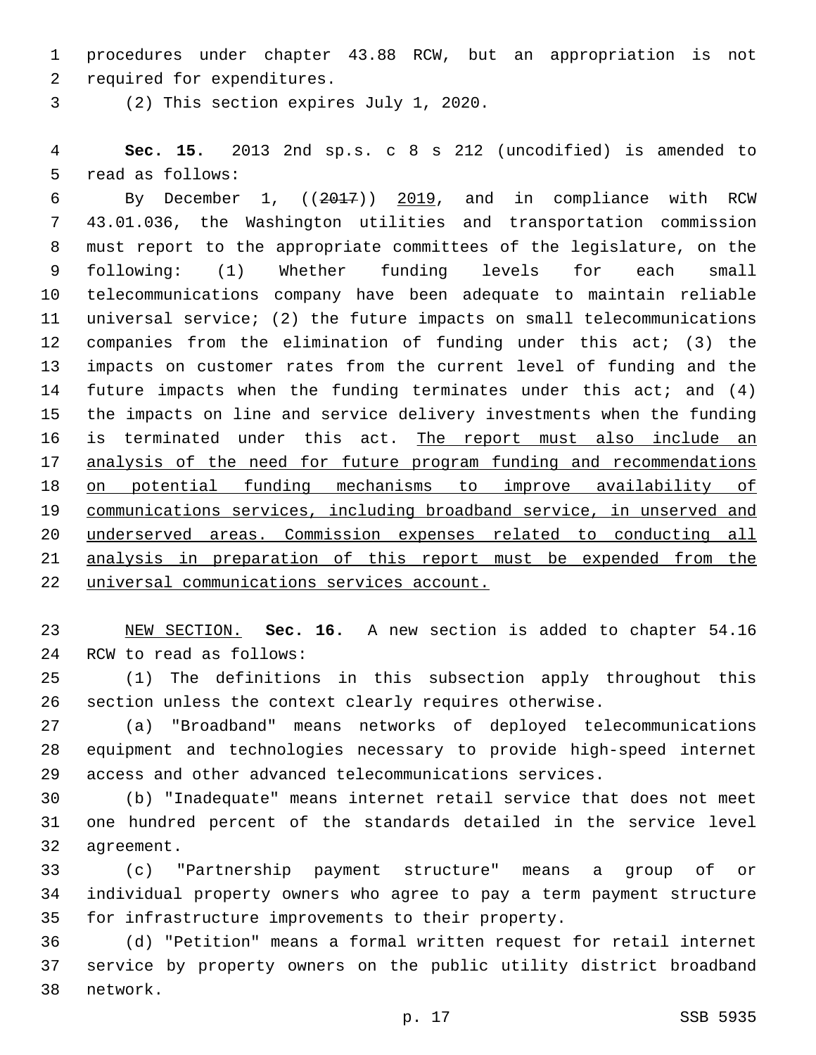procedures under chapter 43.88 RCW, but an appropriation is not required for expenditures.

(2) This section expires July 1, 2020.

**Sec. 15.** 2013 2nd sp.s. c 8 s 212 (uncodified) is amended to read as follows:

By December 1, ((~~2017~~)) <u>2019</u>, and in compliance with RCW 43.01.036, the Washington utilities and transportation commission must report to the appropriate committees of the legislature, on the following: (1) Whether funding levels for each small telecommunications company have been adequate to maintain reliable universal service; (2) the future impacts on small telecommunications companies from the elimination of funding under this act; (3) the impacts on customer rates from the current level of funding and the future impacts when the funding terminates under this act; and (4) the impacts on line and service delivery investments when the funding is terminated under this act. <u>The report must also include an analysis of the need for future program funding and recommendations on potential funding mechanisms to improve availability of communications services, including broadband service, in unserved and underserved areas. Commission expenses related to conducting all analysis in preparation of this report must be expended from the universal communications services account.</u>

<u>NEW SECTION.</u> **Sec. 16.** A new section is added to chapter 54.16 RCW to read as follows:

(1) The definitions in this subsection apply throughout this section unless the context clearly requires otherwise.

(a) "Broadband" means networks of deployed telecommunications equipment and technologies necessary to provide high-speed internet access and other advanced telecommunications services.

(b) "Inadequate" means internet retail service that does not meet one hundred percent of the standards detailed in the service level agreement.

(c) "Partnership payment structure" means a group of or individual property owners who agree to pay a term payment structure for infrastructure improvements to their property.

(d) "Petition" means a formal written request for retail internet service by property owners on the public utility district broadband network.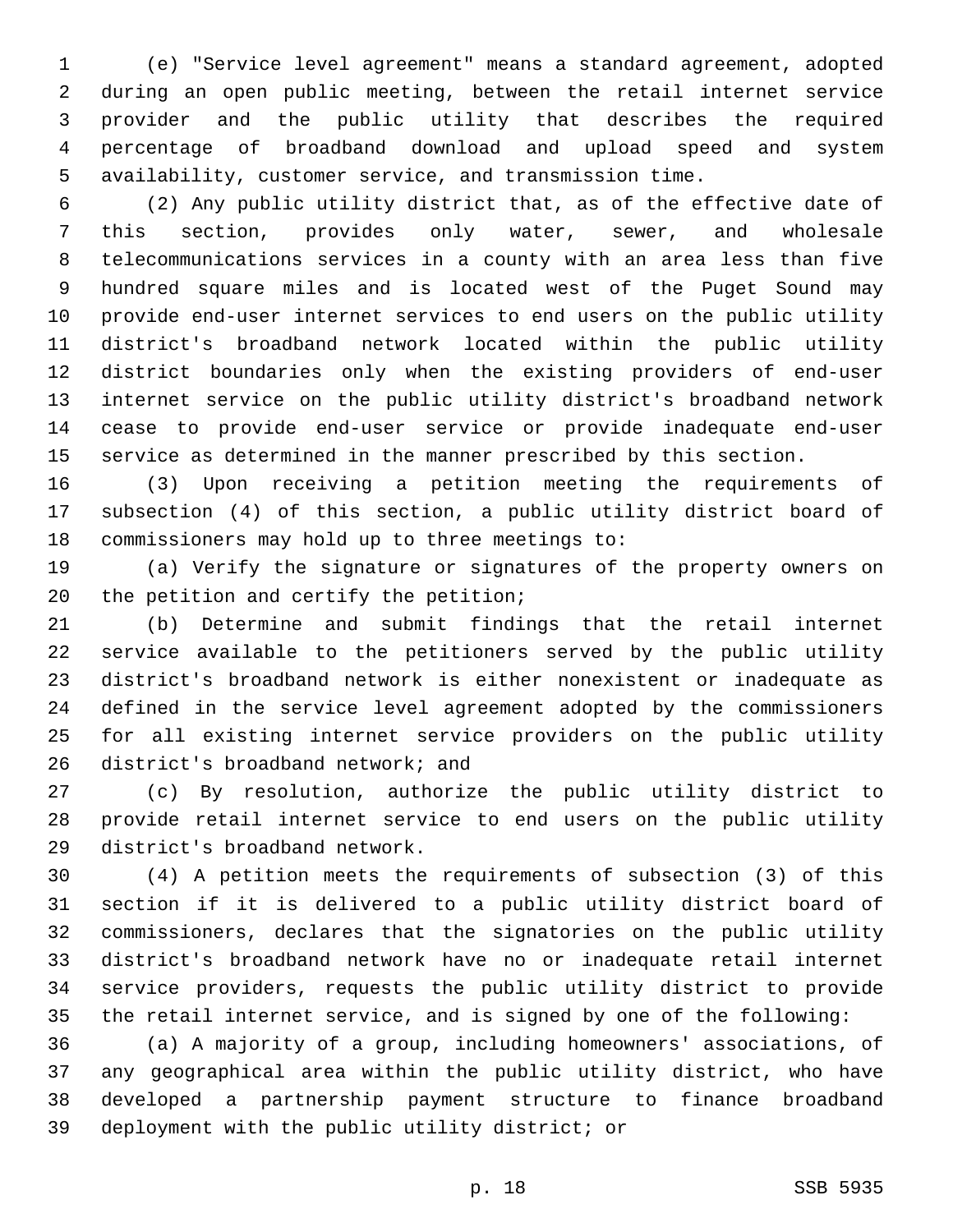(e) "Service level agreement" means a standard agreement, adopted during an open public meeting, between the retail internet service provider and the public utility that describes the required percentage of broadband download and upload speed and system availability, customer service, and transmission time.

(2) Any public utility district that, as of the effective date of this section, provides only water, sewer, and wholesale telecommunications services in a county with an area less than five hundred square miles and is located west of the Puget Sound may provide end-user internet services to end users on the public utility district's broadband network located within the public utility district boundaries only when the existing providers of end-user internet service on the public utility district's broadband network cease to provide end-user service or provide inadequate end-user service as determined in the manner prescribed by this section.

(3) Upon receiving a petition meeting the requirements of subsection (4) of this section, a public utility district board of commissioners may hold up to three meetings to:

(a) Verify the signature or signatures of the property owners on the petition and certify the petition;

(b) Determine and submit findings that the retail internet service available to the petitioners served by the public utility district's broadband network is either nonexistent or inadequate as defined in the service level agreement adopted by the commissioners for all existing internet service providers on the public utility district's broadband network; and

(c) By resolution, authorize the public utility district to provide retail internet service to end users on the public utility district's broadband network.

(4) A petition meets the requirements of subsection (3) of this section if it is delivered to a public utility district board of commissioners, declares that the signatories on the public utility district's broadband network have no or inadequate retail internet service providers, requests the public utility district to provide the retail internet service, and is signed by one of the following:

(a) A majority of a group, including homeowners' associations, of any geographical area within the public utility district, who have developed a partnership payment structure to finance broadband deployment with the public utility district; or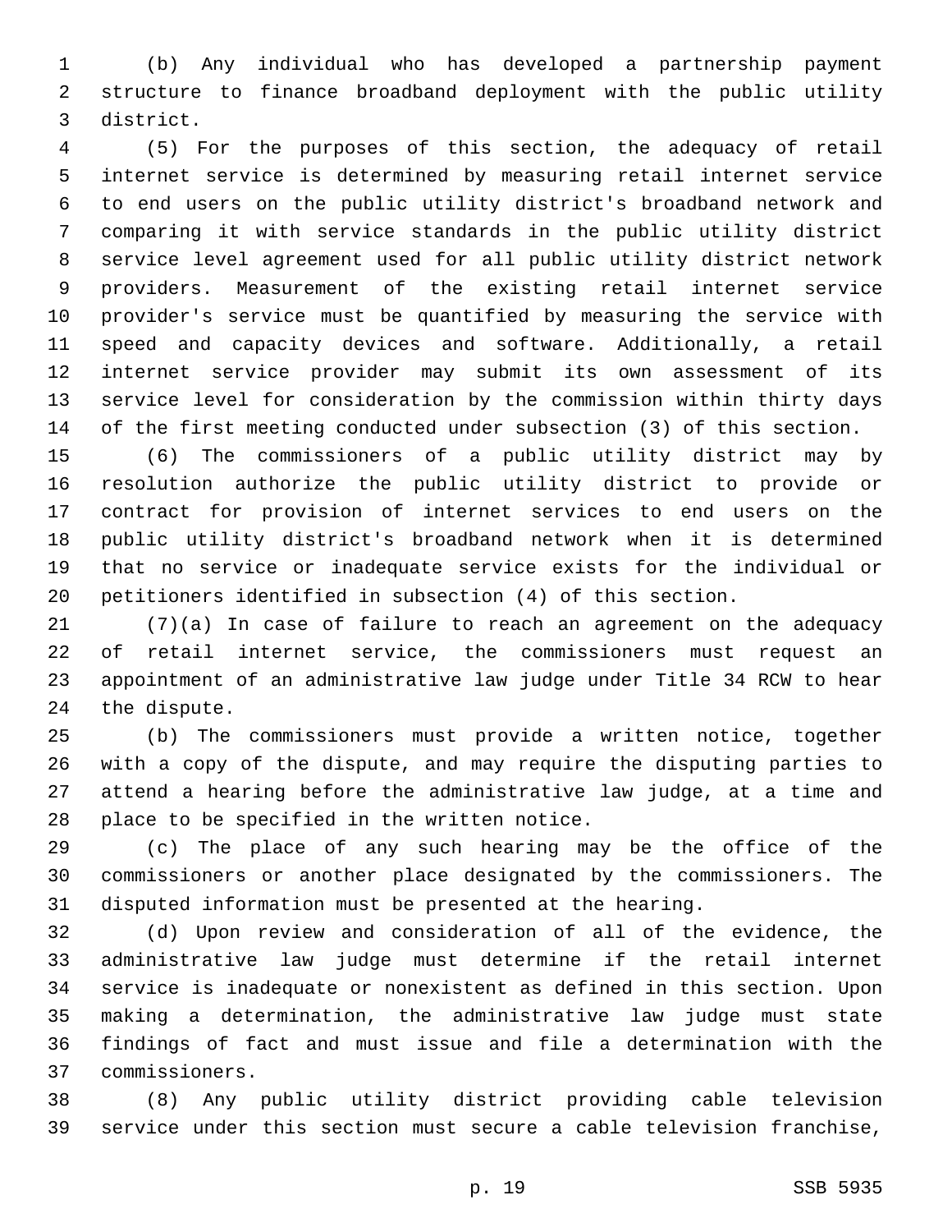(b) Any individual who has developed a partnership payment structure to finance broadband deployment with the public utility district.

(5) For the purposes of this section, the adequacy of retail internet service is determined by measuring retail internet service to end users on the public utility district's broadband network and comparing it with service standards in the public utility district service level agreement used for all public utility district network providers. Measurement of the existing retail internet service provider's service must be quantified by measuring the service with speed and capacity devices and software. Additionally, a retail internet service provider may submit its own assessment of its service level for consideration by the commission within thirty days of the first meeting conducted under subsection (3) of this section.

(6) The commissioners of a public utility district may by resolution authorize the public utility district to provide or contract for provision of internet services to end users on the public utility district's broadband network when it is determined that no service or inadequate service exists for the individual or petitioners identified in subsection (4) of this section.

(7)(a) In case of failure to reach an agreement on the adequacy of retail internet service, the commissioners must request an appointment of an administrative law judge under Title 34 RCW to hear the dispute.

(b) The commissioners must provide a written notice, together with a copy of the dispute, and may require the disputing parties to attend a hearing before the administrative law judge, at a time and place to be specified in the written notice.

(c) The place of any such hearing may be the office of the commissioners or another place designated by the commissioners. The disputed information must be presented at the hearing.

(d) Upon review and consideration of all of the evidence, the administrative law judge must determine if the retail internet service is inadequate or nonexistent as defined in this section. Upon making a determination, the administrative law judge must state findings of fact and must issue and file a determination with the commissioners.

(8) Any public utility district providing cable television service under this section must secure a cable television franchise,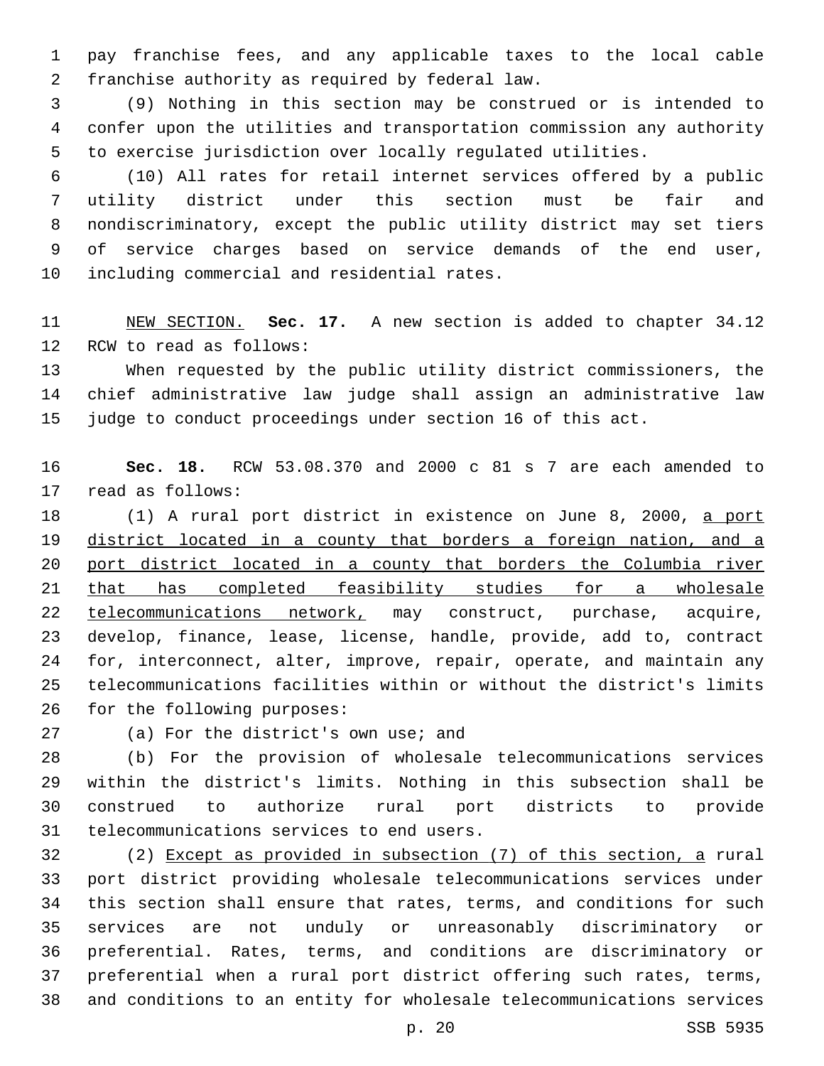pay franchise fees, and any applicable taxes to the local cable franchise authority as required by federal law.

(9) Nothing in this section may be construed or is intended to confer upon the utilities and transportation commission any authority to exercise jurisdiction over locally regulated utilities.

(10) All rates for retail internet services offered by a public utility district under this section must be fair and nondiscriminatory, except the public utility district may set tiers of service charges based on service demands of the end user, including commercial and residential rates.

NEW SECTION. **Sec. 17.** A new section is added to chapter 34.12 RCW to read as follows:

When requested by the public utility district commissioners, the chief administrative law judge shall assign an administrative law judge to conduct proceedings under section 16 of this act.

**Sec. 18.** RCW 53.08.370 and 2000 c 81 s 7 are each amended to read as follows:

(1) A rural port district in existence on June 8, 2000, a port district located in a county that borders a foreign nation, and a port district located in a county that borders the Columbia river that has completed feasibility studies for a wholesale telecommunications network, may construct, purchase, acquire, develop, finance, lease, license, handle, provide, add to, contract for, interconnect, alter, improve, repair, operate, and maintain any telecommunications facilities within or without the district's limits for the following purposes:

(a) For the district's own use; and

(b) For the provision of wholesale telecommunications services within the district's limits. Nothing in this subsection shall be construed to authorize rural port districts to provide telecommunications services to end users.

(2) Except as provided in subsection (7) of this section, a rural port district providing wholesale telecommunications services under this section shall ensure that rates, terms, and conditions for such services are not unduly or unreasonably discriminatory or preferential. Rates, terms, and conditions are discriminatory or preferential when a rural port district offering such rates, terms, and conditions to an entity for wholesale telecommunications services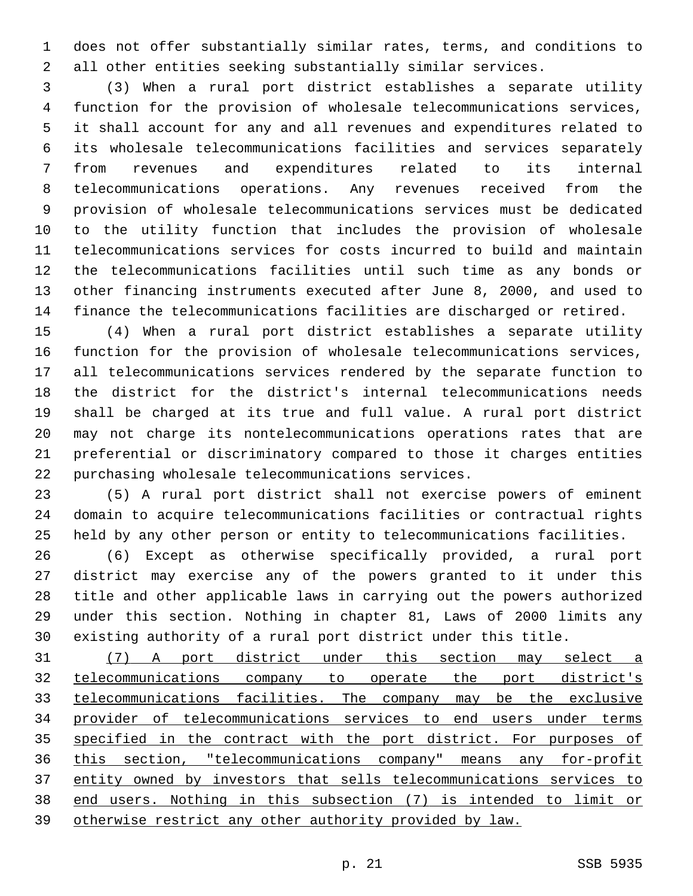does not offer substantially similar rates, terms, and conditions to all other entities seeking substantially similar services.

(3) When a rural port district establishes a separate utility function for the provision of wholesale telecommunications services, it shall account for any and all revenues and expenditures related to its wholesale telecommunications facilities and services separately from revenues and expenditures related to its internal telecommunications operations. Any revenues received from the provision of wholesale telecommunications services must be dedicated to the utility function that includes the provision of wholesale telecommunications services for costs incurred to build and maintain the telecommunications facilities until such time as any bonds or other financing instruments executed after June 8, 2000, and used to finance the telecommunications facilities are discharged or retired.

(4) When a rural port district establishes a separate utility function for the provision of wholesale telecommunications services, all telecommunications services rendered by the separate function to the district for the district's internal telecommunications needs shall be charged at its true and full value. A rural port district may not charge its nontelecommunications operations rates that are preferential or discriminatory compared to those it charges entities purchasing wholesale telecommunications services.

(5) A rural port district shall not exercise powers of eminent domain to acquire telecommunications facilities or contractual rights held by any other person or entity to telecommunications facilities.

(6) Except as otherwise specifically provided, a rural port district may exercise any of the powers granted to it under this title and other applicable laws in carrying out the powers authorized under this section. Nothing in chapter 81, Laws of 2000 limits any existing authority of a rural port district under this title.

<u>(7) A port district under this section may select a telecommunications company to operate the port district's telecommunications facilities. The company may be the exclusive provider of telecommunications services to end users under terms specified in the contract with the port district. For purposes of this section, "telecommunications company" means any for-profit entity owned by investors that sells telecommunications services to end users. Nothing in this subsection (7) is intended to limit or otherwise restrict any other authority provided by law.</u>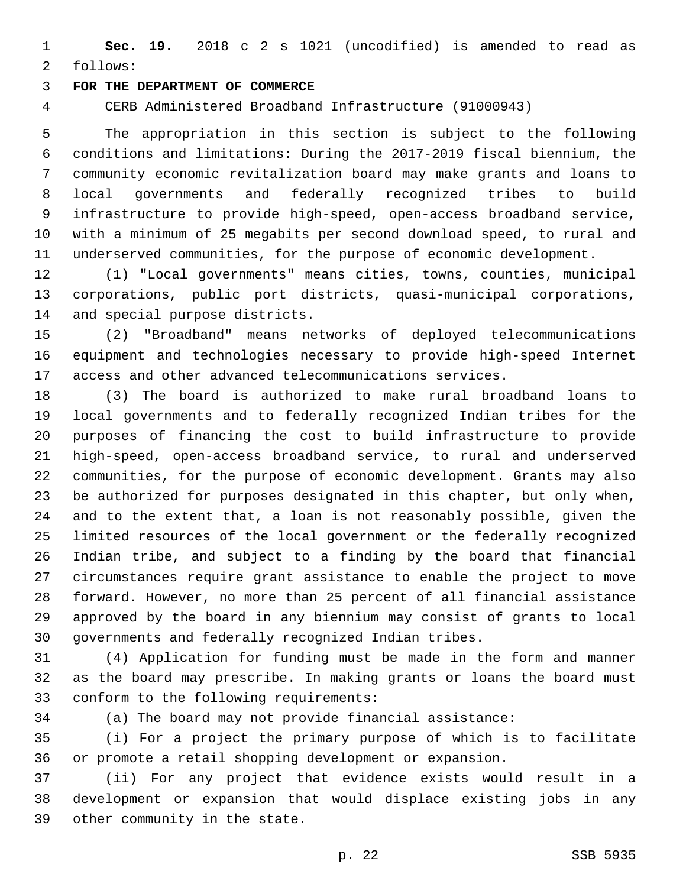**Sec. 19.** 2018 c 2 s 1021 (uncodified) is amended to read as follows:

**FOR THE DEPARTMENT OF COMMERCE**

CERB Administered Broadband Infrastructure (91000943)

The appropriation in this section is subject to the following conditions and limitations: During the 2017-2019 fiscal biennium, the community economic revitalization board may make grants and loans to local governments and federally recognized tribes to build infrastructure to provide high-speed, open-access broadband service, with a minimum of 25 megabits per second download speed, to rural and underserved communities, for the purpose of economic development.

(1) "Local governments" means cities, towns, counties, municipal corporations, public port districts, quasi-municipal corporations, and special purpose districts.

(2) "Broadband" means networks of deployed telecommunications equipment and technologies necessary to provide high-speed Internet access and other advanced telecommunications services.

(3) The board is authorized to make rural broadband loans to local governments and to federally recognized Indian tribes for the purposes of financing the cost to build infrastructure to provide high-speed, open-access broadband service, to rural and underserved communities, for the purpose of economic development. Grants may also be authorized for purposes designated in this chapter, but only when, and to the extent that, a loan is not reasonably possible, given the limited resources of the local government or the federally recognized Indian tribe, and subject to a finding by the board that financial circumstances require grant assistance to enable the project to move forward. However, no more than 25 percent of all financial assistance approved by the board in any biennium may consist of grants to local governments and federally recognized Indian tribes.

(4) Application for funding must be made in the form and manner as the board may prescribe. In making grants or loans the board must conform to the following requirements:

(a) The board may not provide financial assistance:

(i) For a project the primary purpose of which is to facilitate or promote a retail shopping development or expansion.

(ii) For any project that evidence exists would result in a development or expansion that would displace existing jobs in any other community in the state.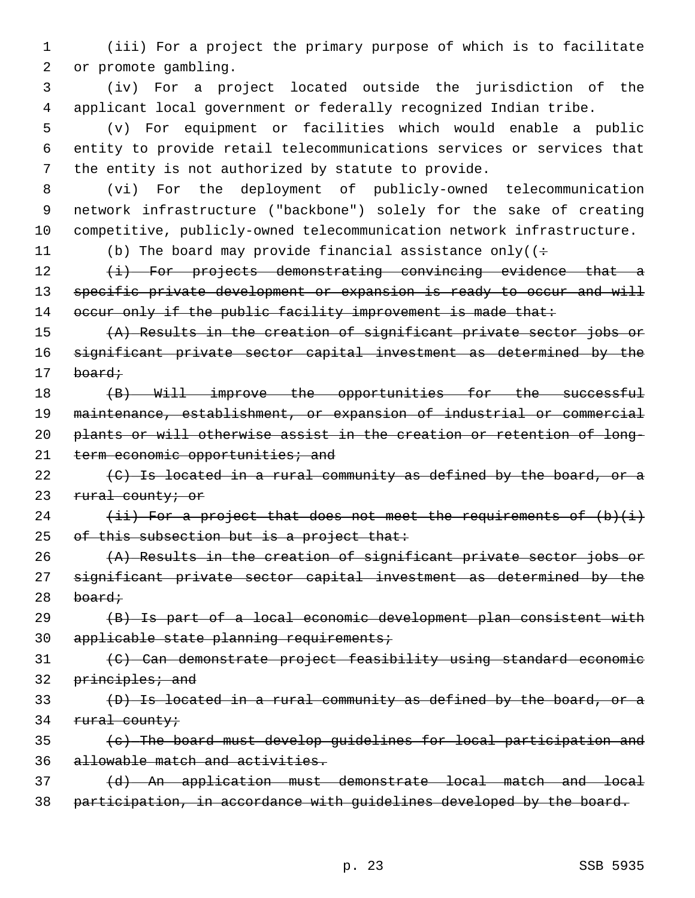(iii) For a project the primary purpose of which is to facilitate or promote gambling.

(iv) For a project located outside the jurisdiction of the applicant local government or federally recognized Indian tribe.

(v) For equipment or facilities which would enable a public entity to provide retail telecommunications services or services that the entity is not authorized by statute to provide.

(vi) For the deployment of publicly-owned telecommunication network infrastructure ("backbone") solely for the sake of creating competitive, publicly-owned telecommunication network infrastructure.

(b) The board may provide financial assistance only((~~:~~

~~(i) For projects demonstrating convincing evidence that a specific private development or expansion is ready to occur and will occur only if the public facility improvement is made that:~~

~~(A) Results in the creation of significant private sector jobs or significant private sector capital investment as determined by the board;~~

~~(B) Will improve the opportunities for the successful maintenance, establishment, or expansion of industrial or commercial plants or will otherwise assist in the creation or retention of long-term economic opportunities; and~~

~~(C) Is located in a rural community as defined by the board, or a rural county; or~~

~~(ii) For a project that does not meet the requirements of (b)(i) of this subsection but is a project that:~~

~~(A) Results in the creation of significant private sector jobs or significant private sector capital investment as determined by the board;~~

~~(B) Is part of a local economic development plan consistent with applicable state planning requirements;~~

~~(C) Can demonstrate project feasibility using standard economic principles; and~~

~~(D) Is located in a rural community as defined by the board, or a rural county;~~

~~(c) The board must develop guidelines for local participation and allowable match and activities.~~

~~(d) An application must demonstrate local match and local participation, in accordance with guidelines developed by the board.~~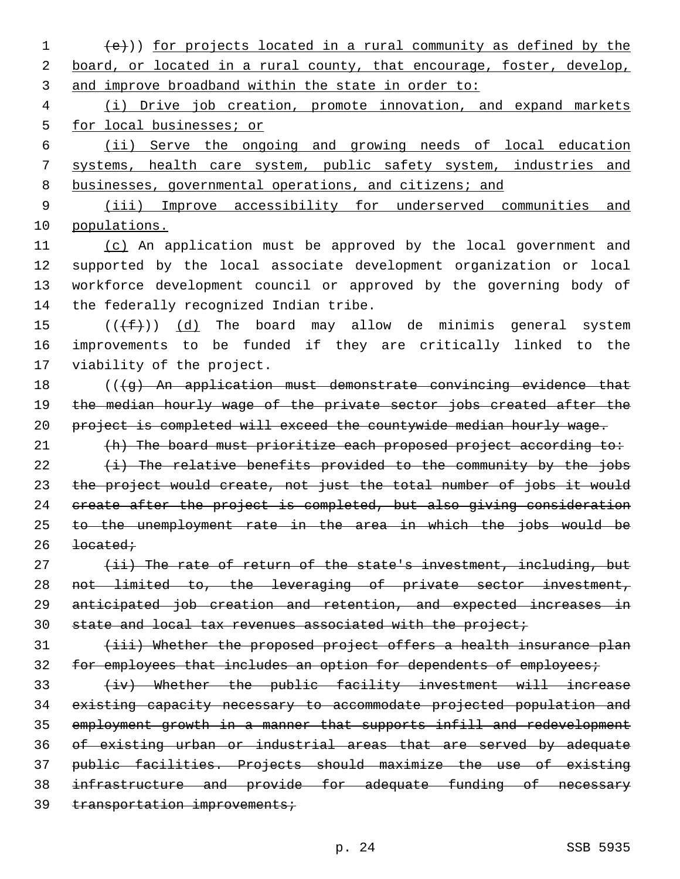((e)) for projects located in a rural community as defined by the board, or located in a rural county, that encourage, foster, develop, and improve broadband within the state in order to:

(i) Drive job creation, promote innovation, and expand markets for local businesses; or

(ii) Serve the ongoing and growing needs of local education systems, health care system, public safety system, industries and businesses, governmental operations, and citizens; and

(iii) Improve accessibility for underserved communities and populations.

(c) An application must be approved by the local government and supported by the local associate development organization or local workforce development council or approved by the governing body of the federally recognized Indian tribe.

(((f))) (d) The board may allow de minimis general system improvements to be funded if they are critically linked to the viability of the project.

~~(((g) An application must demonstrate convincing evidence that the median hourly wage of the private sector jobs created after the project is completed will exceed the countywide median hourly wage.~~

~~(h) The board must prioritize each proposed project according to:~~

~~(i) The relative benefits provided to the community by the jobs the project would create, not just the total number of jobs it would create after the project is completed, but also giving consideration to the unemployment rate in the area in which the jobs would be located;~~

~~(ii) The rate of return of the state's investment, including, but not limited to, the leveraging of private sector investment, anticipated job creation and retention, and expected increases in state and local tax revenues associated with the project;~~

~~(iii) Whether the proposed project offers a health insurance plan for employees that includes an option for dependents of employees;~~

~~(iv) Whether the public facility investment will increase existing capacity necessary to accommodate projected population and employment growth in a manner that supports infill and redevelopment of existing urban or industrial areas that are served by adequate public facilities. Projects should maximize the use of existing infrastructure and provide for adequate funding of necessary transportation improvements;~~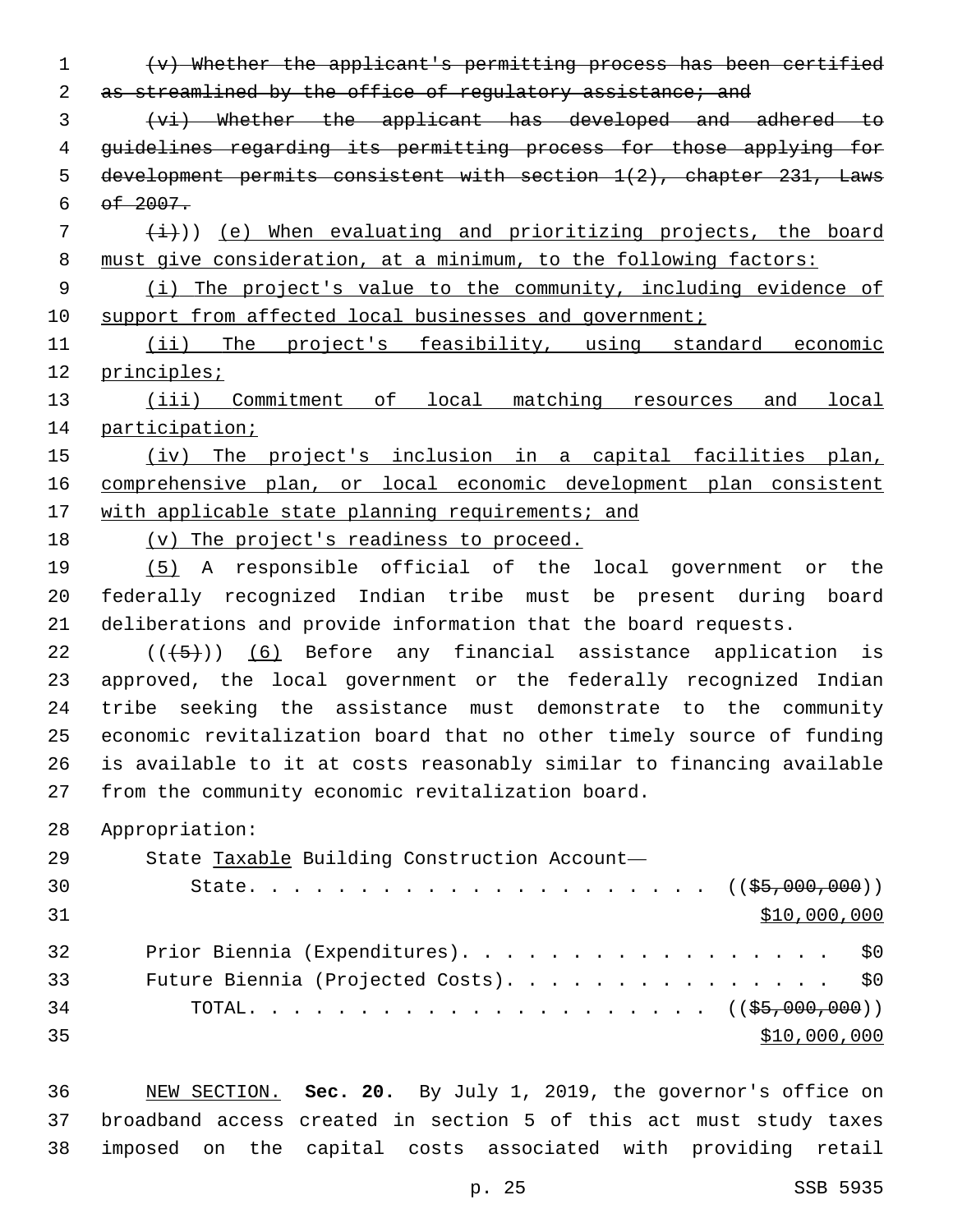~~(v) Whether the applicant's permitting process has been certified as streamlined by the office of regulatory assistance; and~~

~~(vi) Whether the applicant has developed and adhered to guidelines regarding its permitting process for those applying for development permits consistent with section 1(2), chapter 231, Laws of 2007.~~

~~(i)~~)) <u>(e) When evaluating and prioritizing projects, the board must give consideration, at a minimum, to the following factors:</u>

<u>(i) The project's value to the community, including evidence of support from affected local businesses and government;</u>

<u>(ii) The project's feasibility, using standard economic principles;</u>

<u>(iii) Commitment of local matching resources and local participation;</u>

<u>(iv) The project's inclusion in a capital facilities plan, comprehensive plan, or local economic development plan consistent with applicable state planning requirements; and</u>

<u>(v) The project's readiness to proceed.</u>

<u>(5)</u> A responsible official of the local government or the federally recognized Indian tribe must be present during board deliberations and provide information that the board requests.

((~~(5)~~)) <u>(6)</u> Before any financial assistance application is approved, the local government or the federally recognized Indian tribe seeking the assistance must demonstrate to the community economic revitalization board that no other timely source of funding is available to it at costs reasonably similar to financing available from the community economic revitalization board.

Appropriation:

State <u>Taxable</u> Building Construction Account—
State. . . . . . . . . . . . . . . . . . . . . ((~~$5,000,000~~))
<u>$10,000,000</u>

Prior Biennia (Expenditures). . . . . . . . . . . . . . . . . $0
Future Biennia (Projected Costs). . . . . . . . . . . . . . . $0
TOTAL. . . . . . . . . . . . . . . . . . . . . ((~~$5,000,000~~))
<u>$10,000,000</u>

<u>NEW SECTION.</u> **Sec. 20.** By July 1, 2019, the governor's office on broadband access created in section 5 of this act must study taxes imposed on the capital costs associated with providing retail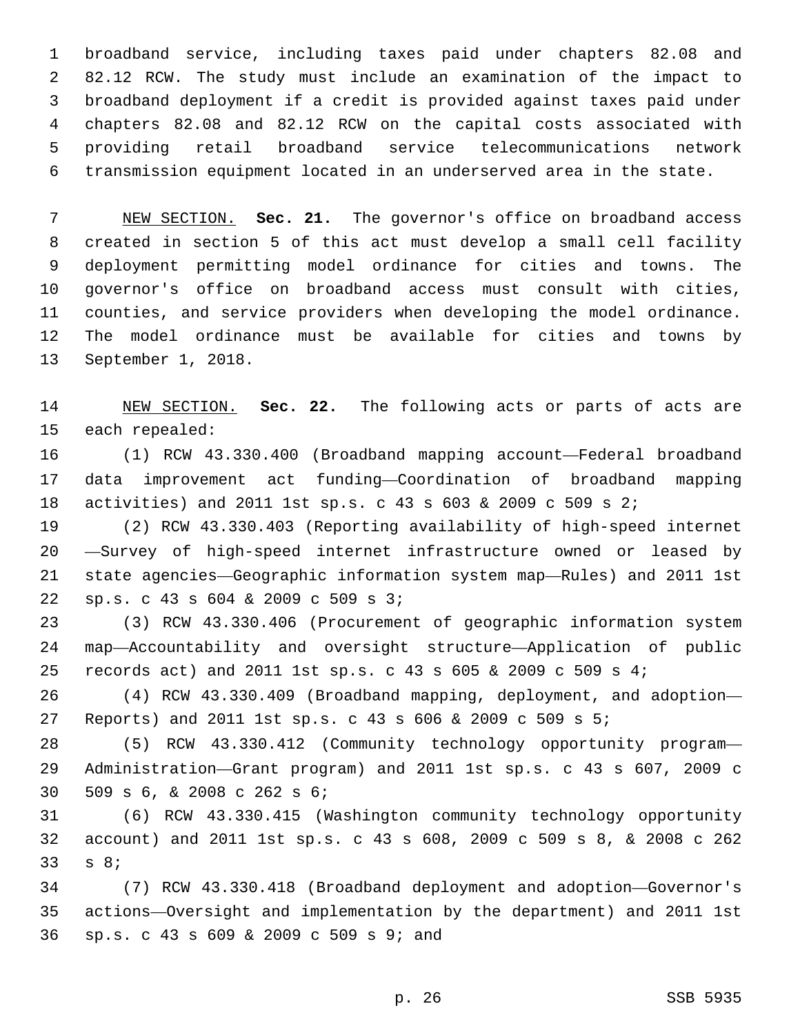broadband service, including taxes paid under chapters 82.08 and 82.12 RCW. The study must include an examination of the impact to broadband deployment if a credit is provided against taxes paid under chapters 82.08 and 82.12 RCW on the capital costs associated with providing retail broadband service telecommunications network transmission equipment located in an underserved area in the state.

NEW SECTION. **Sec. 21.** The governor's office on broadband access created in section 5 of this act must develop a small cell facility deployment permitting model ordinance for cities and towns. The governor's office on broadband access must consult with cities, counties, and service providers when developing the model ordinance. The model ordinance must be available for cities and towns by September 1, 2018.

NEW SECTION. **Sec. 22.** The following acts or parts of acts are each repealed:

(1) RCW 43.330.400 (Broadband mapping account—Federal broadband data improvement act funding—Coordination of broadband mapping activities) and 2011 1st sp.s. c 43 s 603 & 2009 c 509 s 2;

(2) RCW 43.330.403 (Reporting availability of high-speed internet—Survey of high-speed internet infrastructure owned or leased by state agencies—Geographic information system map—Rules) and 2011 1st sp.s. c 43 s 604 & 2009 c 509 s 3;

(3) RCW 43.330.406 (Procurement of geographic information system map—Accountability and oversight structure—Application of public records act) and 2011 1st sp.s. c 43 s 605 & 2009 c 509 s 4;

(4) RCW 43.330.409 (Broadband mapping, deployment, and adoption—Reports) and 2011 1st sp.s. c 43 s 606 & 2009 c 509 s 5;

(5) RCW 43.330.412 (Community technology opportunity program—Administration—Grant program) and 2011 1st sp.s. c 43 s 607, 2009 c 509 s 6, & 2008 c 262 s 6;

(6) RCW 43.330.415 (Washington community technology opportunity account) and 2011 1st sp.s. c 43 s 608, 2009 c 509 s 8, & 2008 c 262 s 8;

(7) RCW 43.330.418 (Broadband deployment and adoption—Governor's actions—Oversight and implementation by the department) and 2011 1st sp.s. c 43 s 609 & 2009 c 509 s 9; and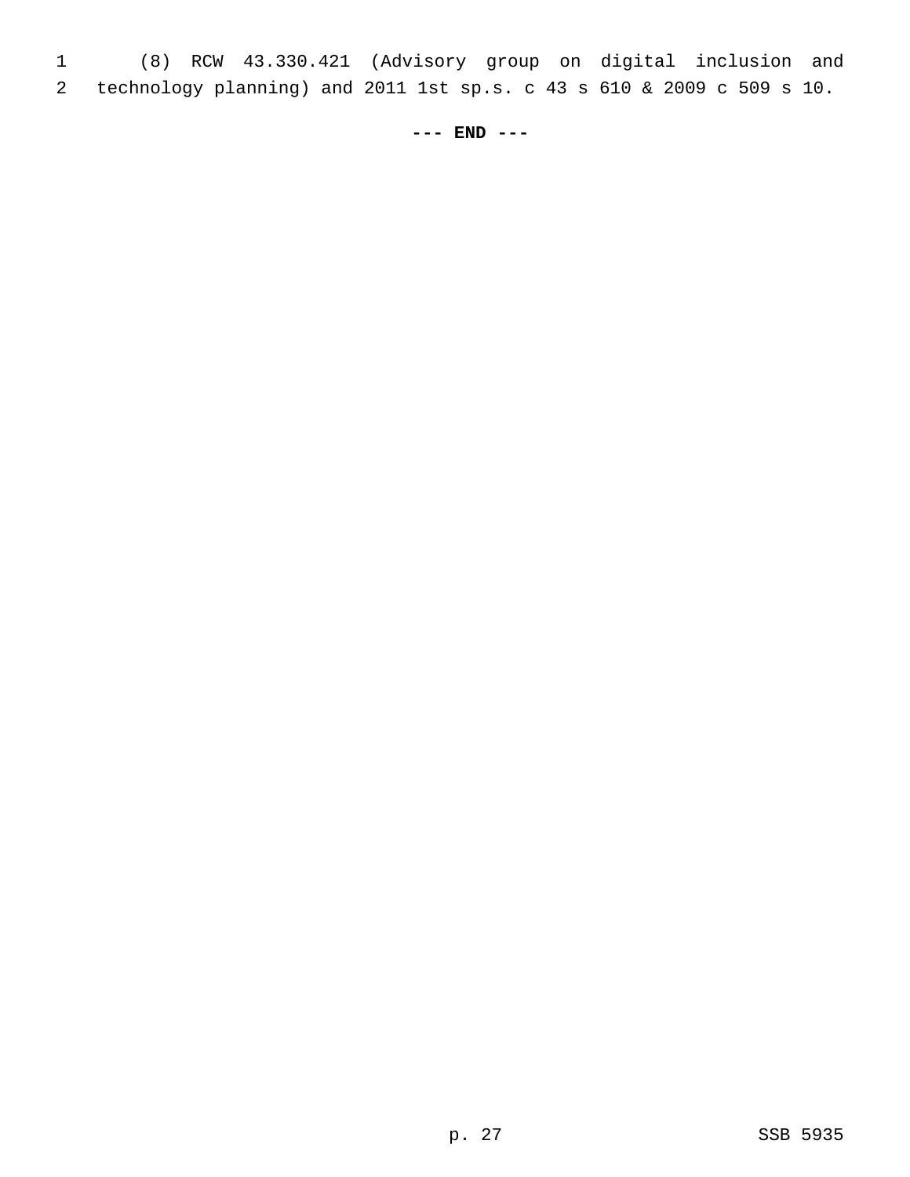(8) RCW 43.330.421 (Advisory group on digital inclusion and technology planning) and 2011 1st sp.s. c 43 s 610 & 2009 c 509 s 10.

**--- END ---**